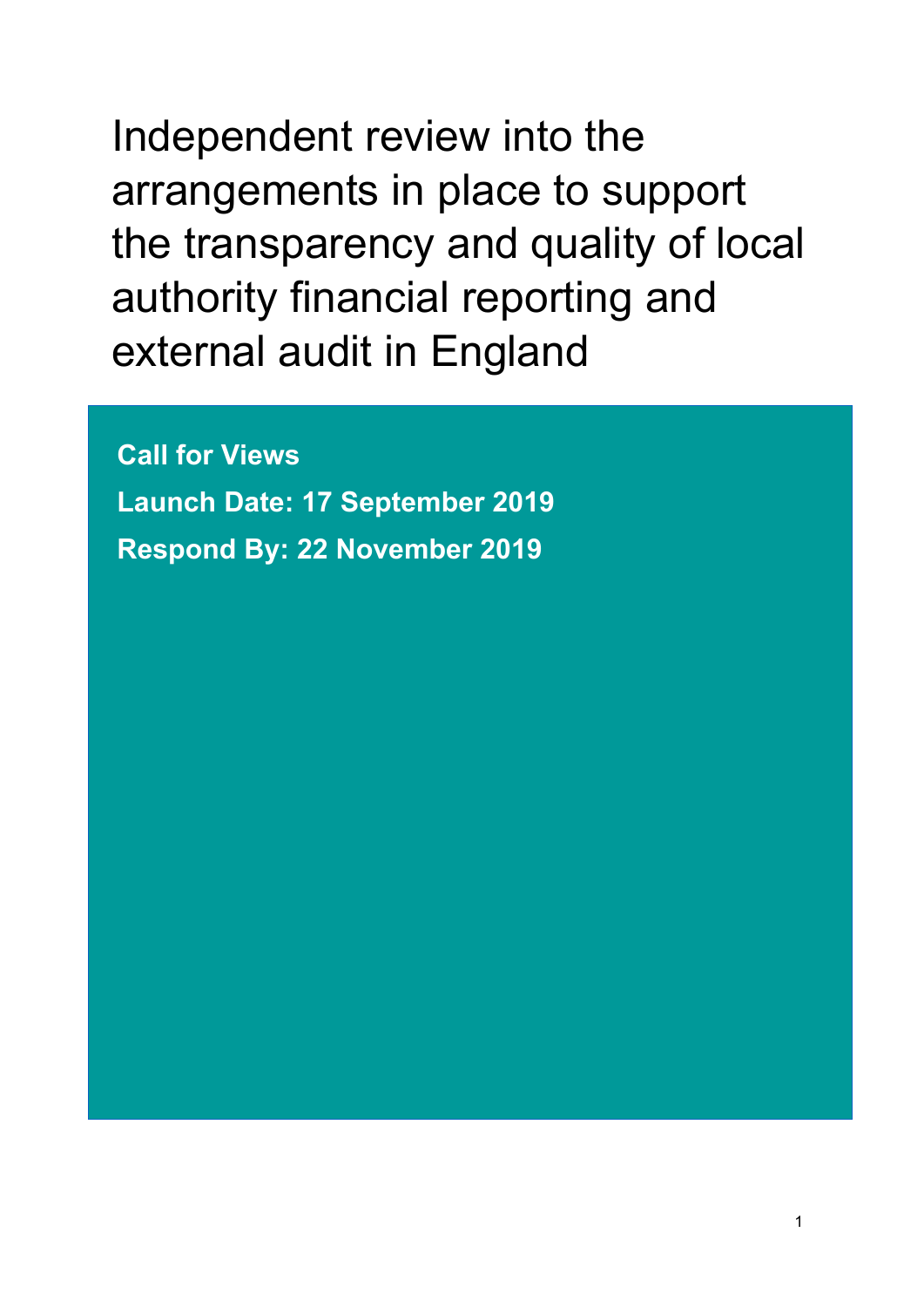# Independent review into the arrangements in place to support the transparency and quality of local authority financial reporting and external audit in England

**Call for Views**

**Launch Date: 17 September 2019**

**Respond By: 22 November 2019**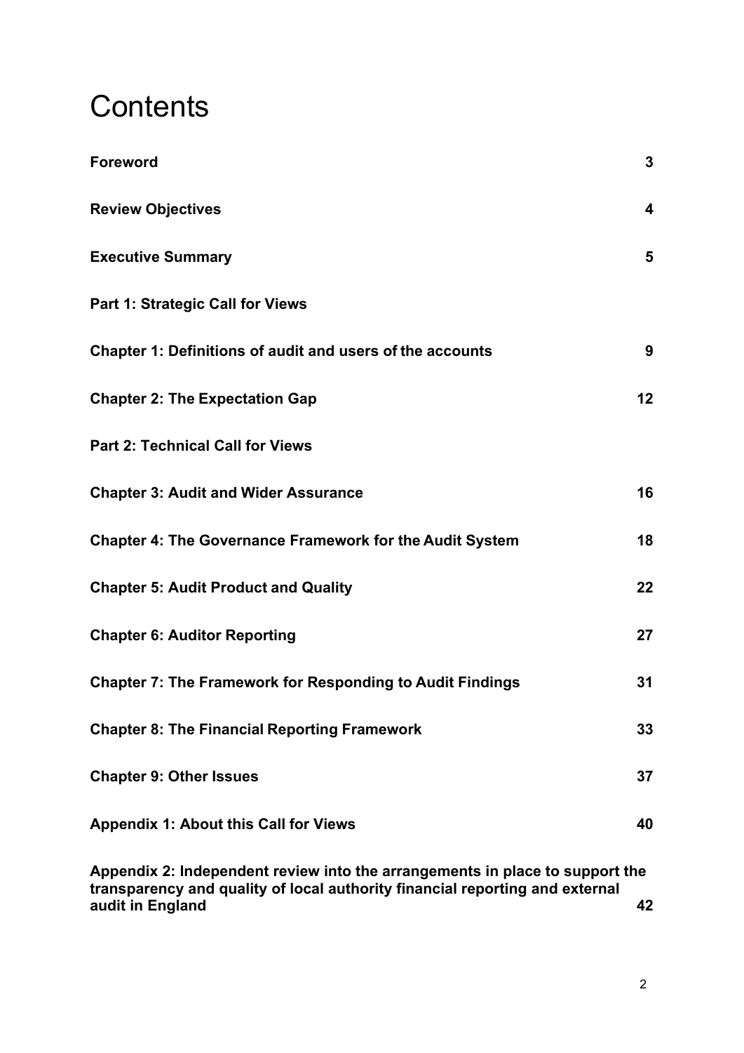# Contents

| | |
|---|---|
| **Foreword** | **3** |
| **Review Objectives** | **4** |
| **Executive Summary** | **5** |
| **Part 1: Strategic Call for Views** | |
| **Chapter 1: Definitions of audit and users of the accounts** | **9** |
| **Chapter 2: The Expectation Gap** | **12** |
| **Part 2: Technical Call for Views** | |
| **Chapter 3: Audit and Wider Assurance** | **16** |
| **Chapter 4: The Governance Framework for the Audit System** | **18** |
| **Chapter 5: Audit Product and Quality** | **22** |
| **Chapter 6: Auditor Reporting** | **27** |
| **Chapter 7: The Framework for Responding to Audit Findings** | **31** |
| **Chapter 8: The Financial Reporting Framework** | **33** |
| **Chapter 9: Other Issues** | **37** |
| **Appendix 1: About this Call for Views** | **40** |
| **Appendix 2: Independent review into the arrangements in place to support the transparency and quality of local authority financial reporting and external audit in England** | **42** |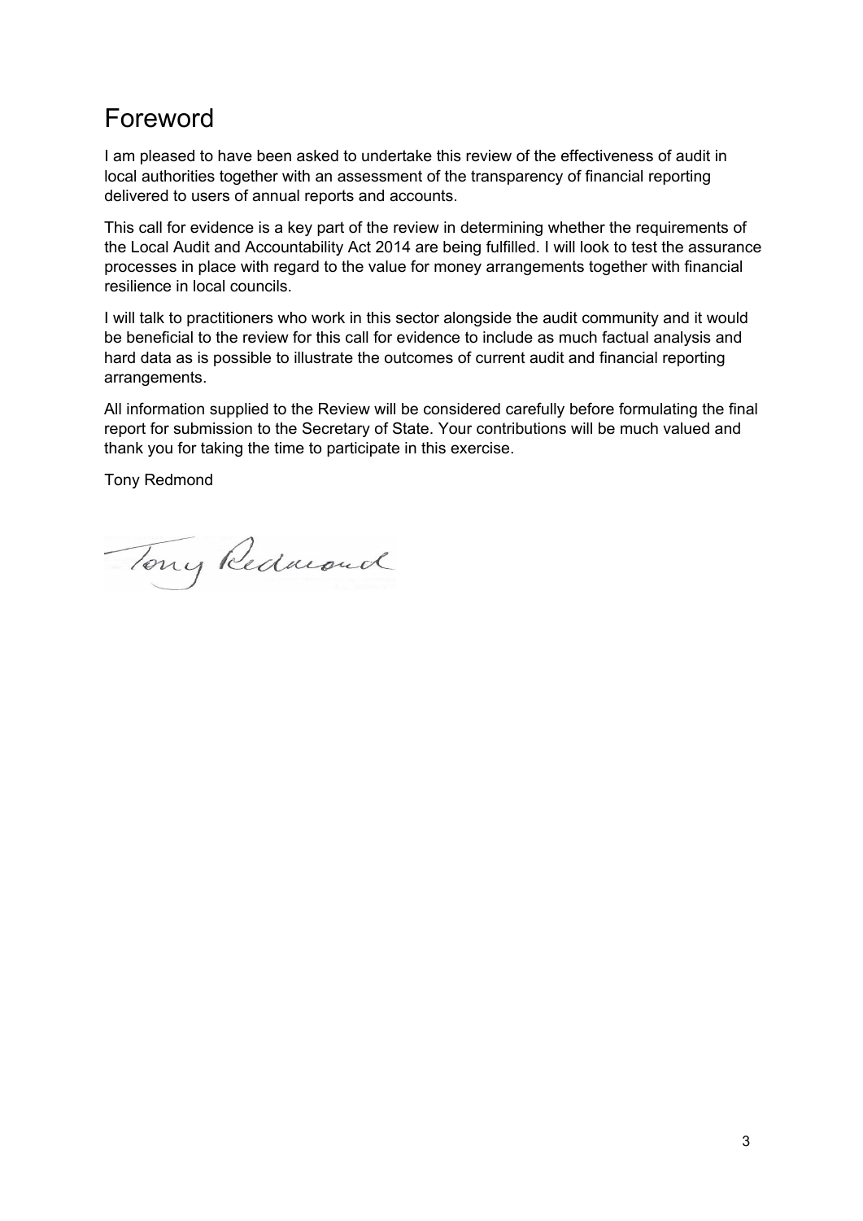# Foreword

I am pleased to have been asked to undertake this review of the effectiveness of audit in local authorities together with an assessment of the transparency of financial reporting delivered to users of annual reports and accounts.

This call for evidence is a key part of the review in determining whether the requirements of the Local Audit and Accountability Act 2014 are being fulfilled. I will look to test the assurance processes in place with regard to the value for money arrangements together with financial resilience in local councils.

I will talk to practitioners who work in this sector alongside the audit community and it would be beneficial to the review for this call for evidence to include as much factual analysis and hard data as is possible to illustrate the outcomes of current audit and financial reporting arrangements.

All information supplied to the Review will be considered carefully before formulating the final report for submission to the Secretary of State. Your contributions will be much valued and thank you for taking the time to participate in this exercise.

Tony Redmond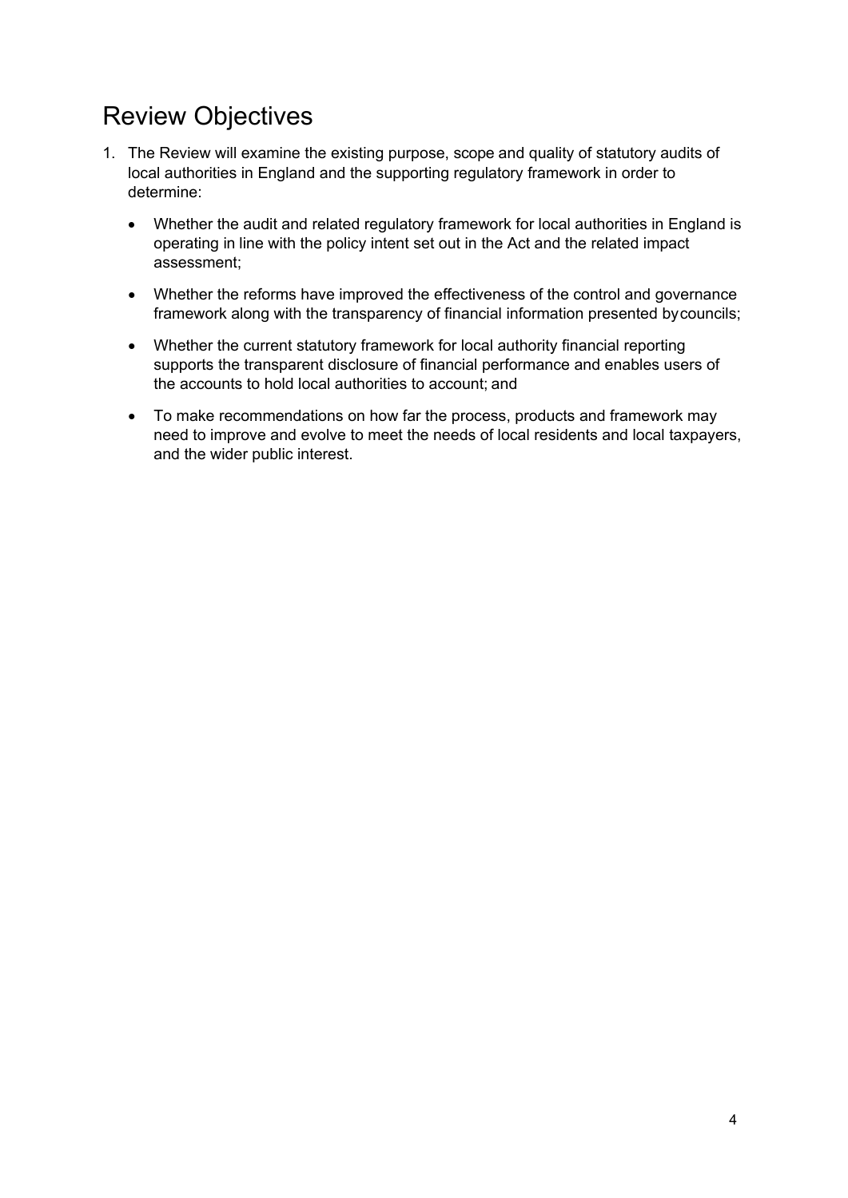# Review Objectives

1. The Review will examine the existing purpose, scope and quality of statutory audits of local authorities in England and the supporting regulatory framework in order to determine:

   - Whether the audit and related regulatory framework for local authorities in England is operating in line with the policy intent set out in the Act and the related impact assessment;

   - Whether the reforms have improved the effectiveness of the control and governance framework along with the transparency of financial information presented by councils;

   - Whether the current statutory framework for local authority financial reporting supports the transparent disclosure of financial performance and enables users of the accounts to hold local authorities to account; and

   - To make recommendations on how far the process, products and framework may need to improve and evolve to meet the needs of local residents and local taxpayers, and the wider public interest.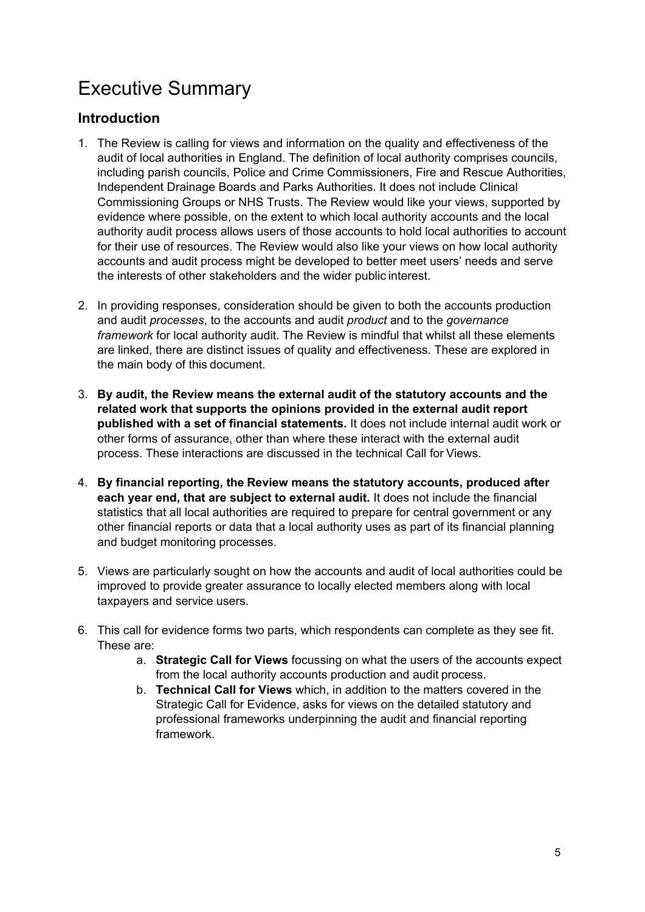# Executive Summary

## Introduction

1. The Review is calling for views and information on the quality and effectiveness of the audit of local authorities in England. The definition of local authority comprises councils, including parish councils, Police and Crime Commissioners, Fire and Rescue Authorities, Independent Drainage Boards and Parks Authorities. It does not include Clinical Commissioning Groups or NHS Trusts. The Review would like your views, supported by evidence where possible, on the extent to which local authority accounts and the local authority audit process allows users of those accounts to hold local authorities to account for their use of resources. The Review would also like your views on how local authority accounts and audit process might be developed to better meet users' needs and serve the interests of other stakeholders and the wider public interest.

2. In providing responses, consideration should be given to both the accounts production and audit *processes*, to the accounts and audit *product* and to the *governance framework* for local authority audit. The Review is mindful that whilst all these elements are linked, there are distinct issues of quality and effectiveness. These are explored in the main body of this document.

3. **By audit, the Review means the external audit of the statutory accounts and the related work that supports the opinions provided in the external audit report published with a set of financial statements.** It does not include internal audit work or other forms of assurance, other than where these interact with the external audit process. These interactions are discussed in the technical Call for Views.

4. **By financial reporting, the Review means the statutory accounts, produced after each year end, that are subject to external audit.** It does not include the financial statistics that all local authorities are required to prepare for central government or any other financial reports or data that a local authority uses as part of its financial planning and budget monitoring processes.

5. Views are particularly sought on how the accounts and audit of local authorities could be improved to provide greater assurance to locally elected members along with local taxpayers and service users.

6. This call for evidence forms two parts, which respondents can complete as they see fit. These are:
   a. **Strategic Call for Views** focussing on what the users of the accounts expect from the local authority accounts production and audit process.
   b. **Technical Call for Views** which, in addition to the matters covered in the Strategic Call for Evidence, asks for views on the detailed statutory and professional frameworks underpinning the audit and financial reporting framework.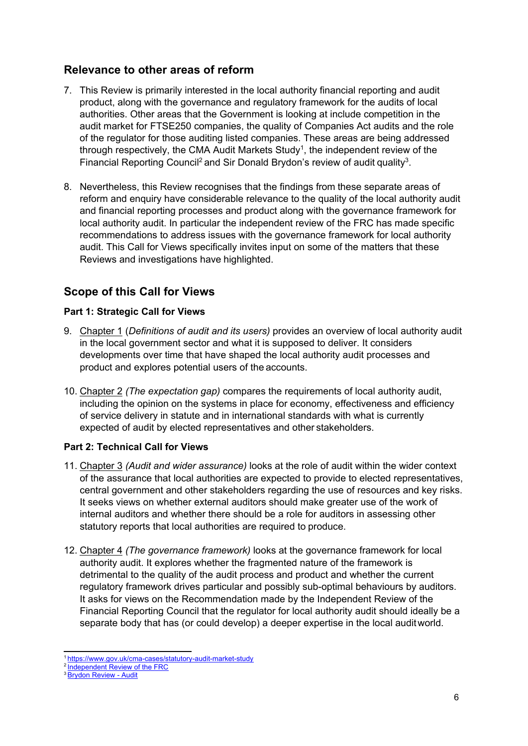## Relevance to other areas of reform

7. This Review is primarily interested in the local authority financial reporting and audit product, along with the governance and regulatory framework for the audits of local authorities. Other areas that the Government is looking at include competition in the audit market for FTSE250 companies, the quality of Companies Act audits and the role of the regulator for those auditing listed companies. These areas are being addressed through respectively, the CMA Audit Markets Study[1], the independent review of the Financial Reporting Council[2] and Sir Donald Brydon's review of audit quality[3].

8. Nevertheless, this Review recognises that the findings from these separate areas of reform and enquiry have considerable relevance to the quality of the local authority audit and financial reporting processes and product along with the governance framework for local authority audit. In particular the independent review of the FRC has made specific recommendations to address issues with the governance framework for local authority audit. This Call for Views specifically invites input on some of the matters that these Reviews and investigations have highlighted.

## Scope of this Call for Views

### Part 1: Strategic Call for Views

9. Chapter 1 (*Definitions of audit and its users)* provides an overview of local authority audit in the local government sector and what it is supposed to deliver. It considers developments over time that have shaped the local authority audit processes and product and explores potential users of the accounts.

10. Chapter 2 *(The expectation gap)* compares the requirements of local authority audit, including the opinion on the systems in place for economy, effectiveness and efficiency of service delivery in statute and in international standards with what is currently expected of audit by elected representatives and other stakeholders.

### Part 2: Technical Call for Views

11. Chapter 3 *(Audit and wider assurance)* looks at the role of audit within the wider context of the assurance that local authorities are expected to provide to elected representatives, central government and other stakeholders regarding the use of resources and key risks. It seeks views on whether external auditors should make greater use of the work of internal auditors and whether there should be a role for auditors in assessing other statutory reports that local authorities are required to produce.

12. Chapter 4 *(The governance framework)* looks at the governance framework for local authority audit. It explores whether the fragmented nature of the framework is detrimental to the quality of the audit process and product and whether the current regulatory framework drives particular and possibly sub-optimal behaviours by auditors. It asks for views on the Recommendation made by the Independent Review of the Financial Reporting Council that the regulator for local authority audit should ideally be a separate body that has (or could develop) a deeper expertise in the local audit world.

---

[1] https://www.gov.uk/cma-cases/statutory-audit-market-study
[2] Independent Review of the FRC
[3] Brydon Review - Audit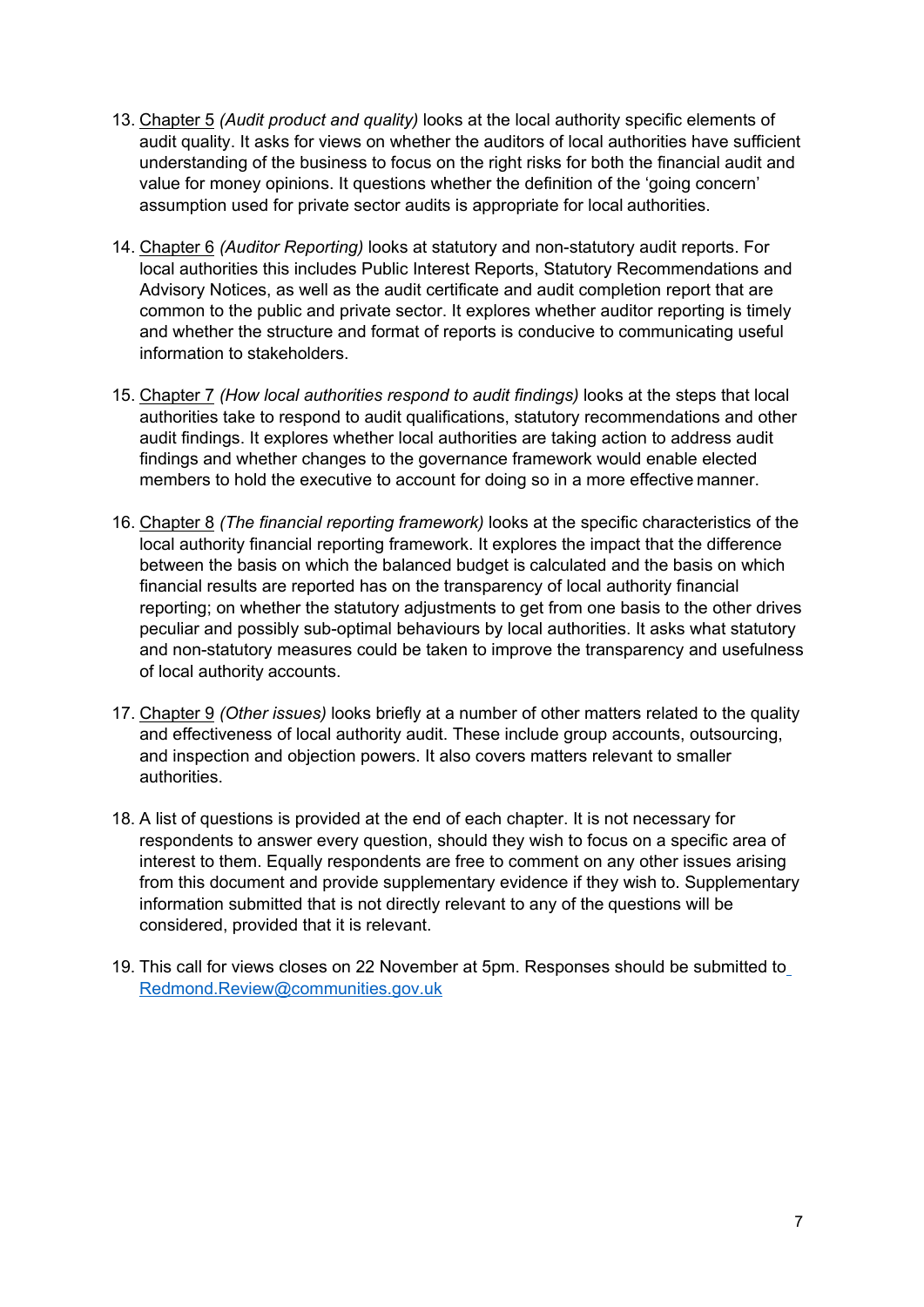13. Chapter 5 *(Audit product and quality)* looks at the local authority specific elements of audit quality. It asks for views on whether the auditors of local authorities have sufficient understanding of the business to focus on the right risks for both the financial audit and value for money opinions. It questions whether the definition of the 'going concern' assumption used for private sector audits is appropriate for local authorities.

14. Chapter 6 *(Auditor Reporting)* looks at statutory and non-statutory audit reports. For local authorities this includes Public Interest Reports, Statutory Recommendations and Advisory Notices, as well as the audit certificate and audit completion report that are common to the public and private sector. It explores whether auditor reporting is timely and whether the structure and format of reports is conducive to communicating useful information to stakeholders.

15. Chapter 7 *(How local authorities respond to audit findings)* looks at the steps that local authorities take to respond to audit qualifications, statutory recommendations and other audit findings. It explores whether local authorities are taking action to address audit findings and whether changes to the governance framework would enable elected members to hold the executive to account for doing so in a more effective manner.

16. Chapter 8 *(The financial reporting framework)* looks at the specific characteristics of the local authority financial reporting framework. It explores the impact that the difference between the basis on which the balanced budget is calculated and the basis on which financial results are reported has on the transparency of local authority financial reporting; on whether the statutory adjustments to get from one basis to the other drives peculiar and possibly sub-optimal behaviours by local authorities. It asks what statutory and non-statutory measures could be taken to improve the transparency and usefulness of local authority accounts.

17. Chapter 9 *(Other issues)* looks briefly at a number of other matters related to the quality and effectiveness of local authority audit. These include group accounts, outsourcing, and inspection and objection powers. It also covers matters relevant to smaller authorities.

18. A list of questions is provided at the end of each chapter. It is not necessary for respondents to answer every question, should they wish to focus on a specific area of interest to them. Equally respondents are free to comment on any other issues arising from this document and provide supplementary evidence if they wish to. Supplementary information submitted that is not directly relevant to any of the questions will be considered, provided that it is relevant.

19. This call for views closes on 22 November at 5pm. Responses should be submitted to Redmond.Review@communities.gov.uk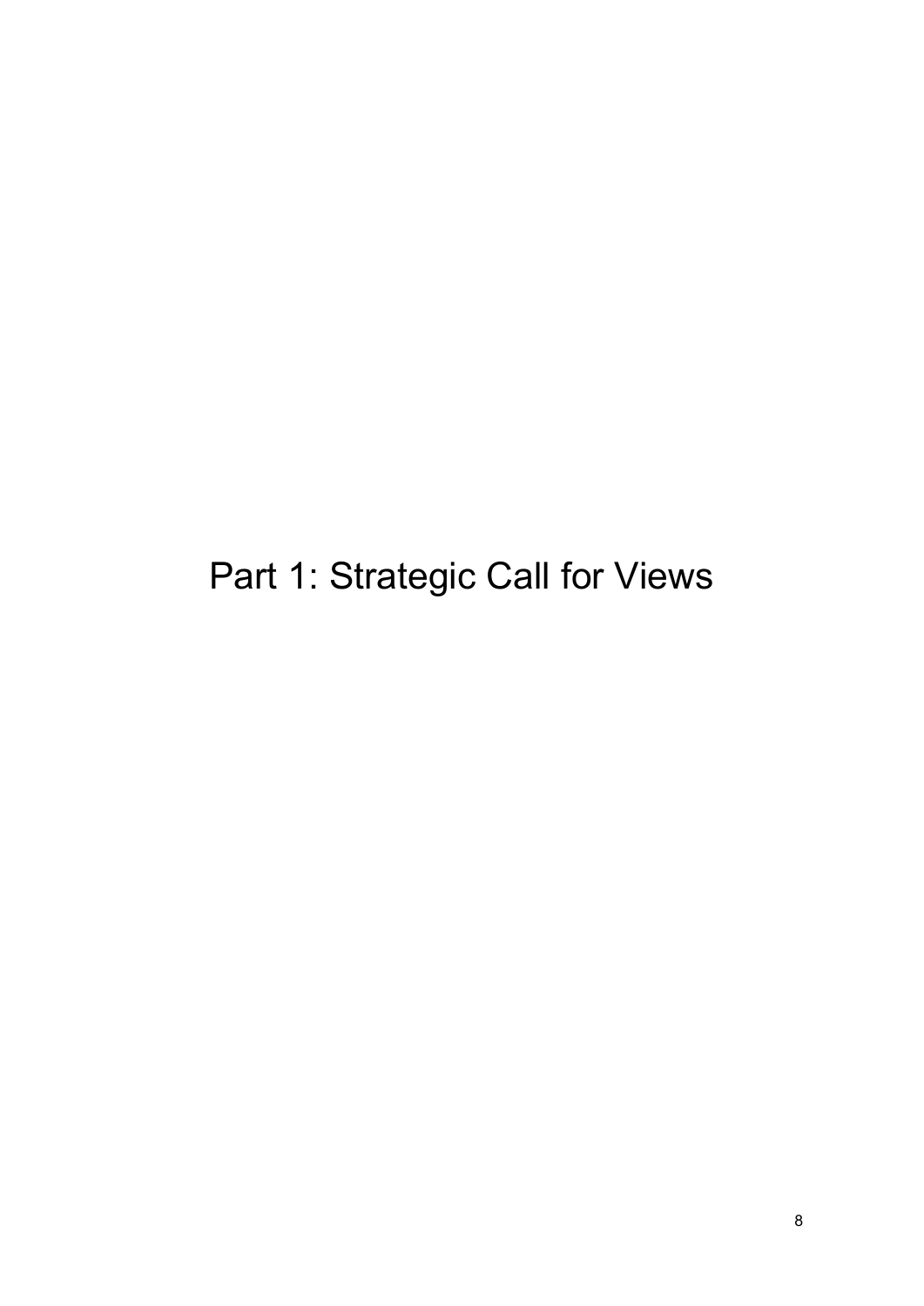# Part 1: Strategic Call for Views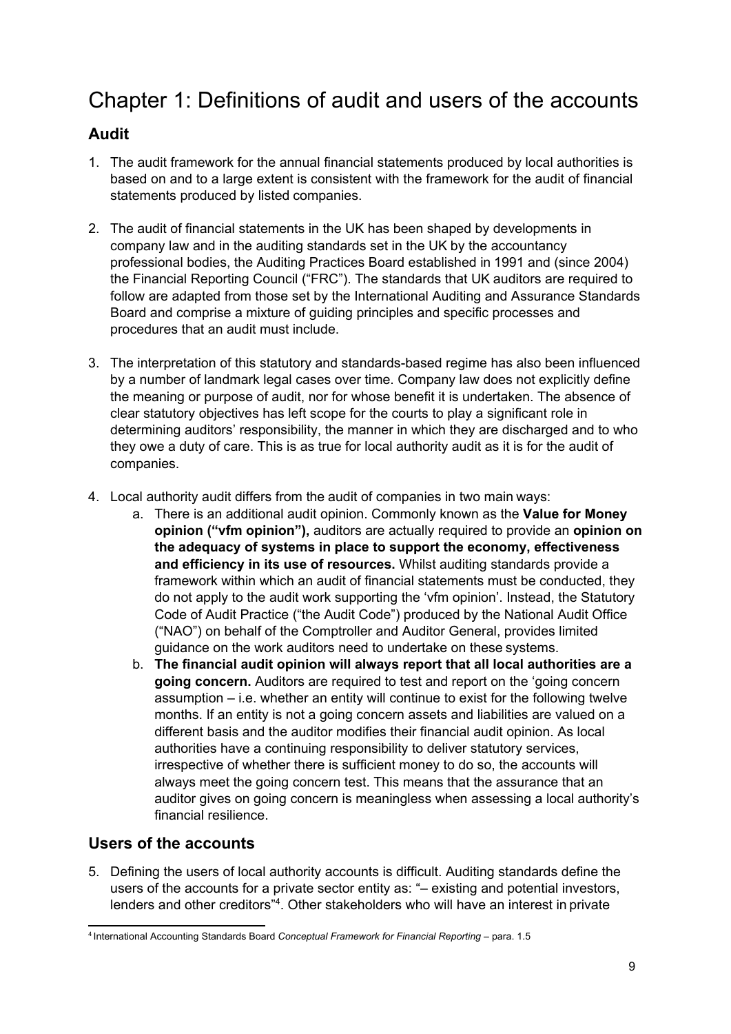# Chapter 1: Definitions of audit and users of the accounts

## Audit

1. The audit framework for the annual financial statements produced by local authorities is based on and to a large extent is consistent with the framework for the audit of financial statements produced by listed companies.

2. The audit of financial statements in the UK has been shaped by developments in company law and in the auditing standards set in the UK by the accountancy professional bodies, the Auditing Practices Board established in 1991 and (since 2004) the Financial Reporting Council ("FRC"). The standards that UK auditors are required to follow are adapted from those set by the International Auditing and Assurance Standards Board and comprise a mixture of guiding principles and specific processes and procedures that an audit must include.

3. The interpretation of this statutory and standards-based regime has also been influenced by a number of landmark legal cases over time. Company law does not explicitly define the meaning or purpose of audit, nor for whose benefit it is undertaken. The absence of clear statutory objectives has left scope for the courts to play a significant role in determining auditors' responsibility, the manner in which they are discharged and to who they owe a duty of care. This is as true for local authority audit as it is for the audit of companies.

4. Local authority audit differs from the audit of companies in two main ways:
   a. There is an additional audit opinion. Commonly known as the **Value for Money opinion ("vfm opinion"),** auditors are actually required to provide an **opinion on the adequacy of systems in place to support the economy, effectiveness and efficiency in its use of resources.** Whilst auditing standards provide a framework within which an audit of financial statements must be conducted, they do not apply to the audit work supporting the 'vfm opinion'. Instead, the Statutory Code of Audit Practice ("the Audit Code") produced by the National Audit Office ("NAO") on behalf of the Comptroller and Auditor General, provides limited guidance on the work auditors need to undertake on these systems.
   b. **The financial audit opinion will always report that all local authorities are a going concern.** Auditors are required to test and report on the 'going concern assumption – i.e. whether an entity will continue to exist for the following twelve months. If an entity is not a going concern assets and liabilities are valued on a different basis and the auditor modifies their financial audit opinion. As local authorities have a continuing responsibility to deliver statutory services, irrespective of whether there is sufficient money to do so, the accounts will always meet the going concern test. This means that the assurance that an auditor gives on going concern is meaningless when assessing a local authority's financial resilience.

## Users of the accounts

5. Defining the users of local authority accounts is difficult. Auditing standards define the users of the accounts for a private sector entity as: "– existing and potential investors, lenders and other creditors"[4]. Other stakeholders who will have an interest in private

[4] International Accounting Standards Board *Conceptual Framework for Financial Reporting* – para. 1.5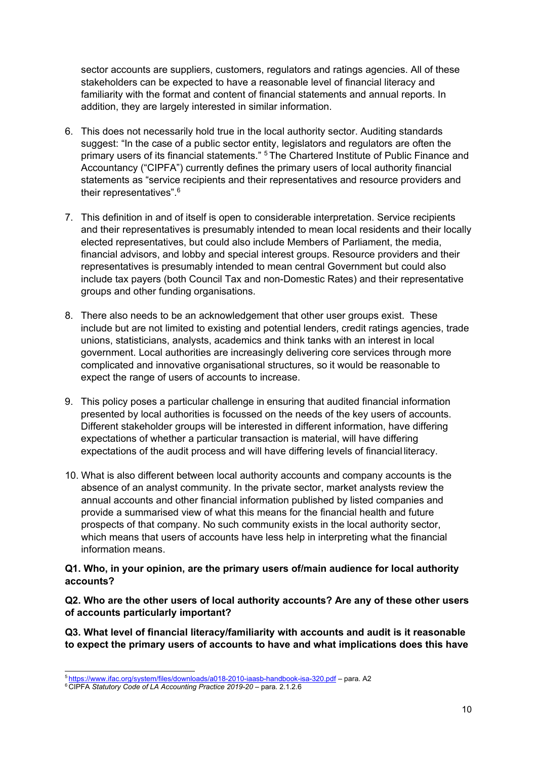sector accounts are suppliers, customers, regulators and ratings agencies. All of these stakeholders can be expected to have a reasonable level of financial literacy and familiarity with the format and content of financial statements and annual reports. In addition, they are largely interested in similar information.

6. This does not necessarily hold true in the local authority sector. Auditing standards suggest: "In the case of a public sector entity, legislators and regulators are often the primary users of its financial statements." [5] The Chartered Institute of Public Finance and Accountancy ("CIPFA") currently defines the primary users of local authority financial statements as "service recipients and their representatives and resource providers and their representatives".[6]

7. This definition in and of itself is open to considerable interpretation. Service recipients and their representatives is presumably intended to mean local residents and their locally elected representatives, but could also include Members of Parliament, the media, financial advisors, and lobby and special interest groups. Resource providers and their representatives is presumably intended to mean central Government but could also include tax payers (both Council Tax and non-Domestic Rates) and their representative groups and other funding organisations.

8. There also needs to be an acknowledgement that other user groups exist. These include but are not limited to existing and potential lenders, credit ratings agencies, trade unions, statisticians, analysts, academics and think tanks with an interest in local government. Local authorities are increasingly delivering core services through more complicated and innovative organisational structures, so it would be reasonable to expect the range of users of accounts to increase.

9. This policy poses a particular challenge in ensuring that audited financial information presented by local authorities is focussed on the needs of the key users of accounts. Different stakeholder groups will be interested in different information, have differing expectations of whether a particular transaction is material, will have differing expectations of the audit process and will have differing levels of financial literacy.

10. What is also different between local authority accounts and company accounts is the absence of an analyst community. In the private sector, market analysts review the annual accounts and other financial information published by listed companies and provide a summarised view of what this means for the financial health and future prospects of that company. No such community exists in the local authority sector, which means that users of accounts have less help in interpreting what the financial information means.

**Q1. Who, in your opinion, are the primary users of/main audience for local authority accounts?**

**Q2. Who are the other users of local authority accounts? Are any of these other users of accounts particularly important?**

**Q3. What level of financial literacy/familiarity with accounts and audit is it reasonable to expect the primary users of accounts to have and what implications does this have**

---

[5] https://www.ifac.org/system/files/downloads/a018-2010-iaasb-handbook-isa-320.pdf – para. A2

[6] CIPFA *Statutory Code of LA Accounting Practice 2019-20* – para. 2.1.2.6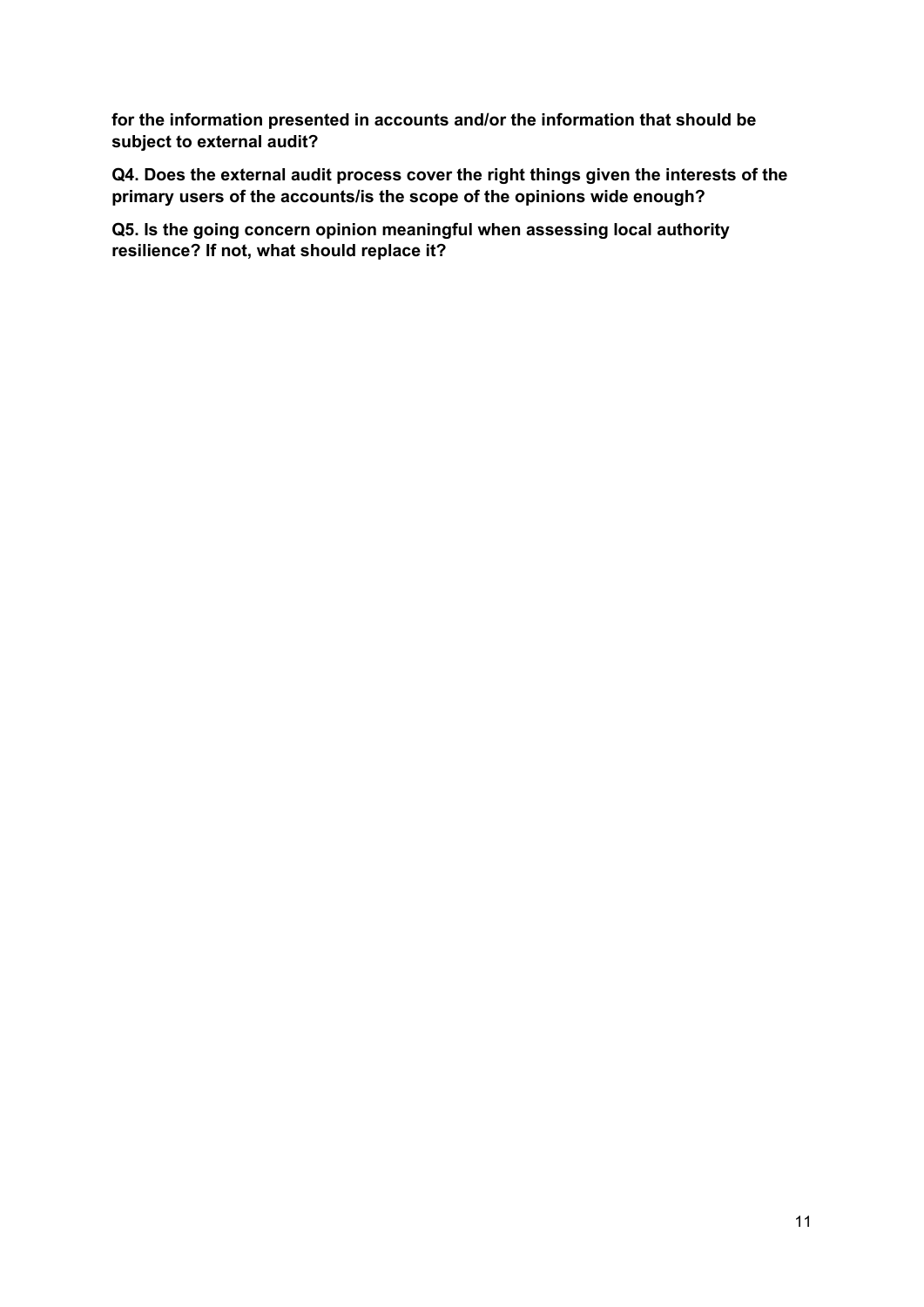**for the information presented in accounts and/or the information that should be subject to external audit?**

**Q4. Does the external audit process cover the right things given the interests of the primary users of the accounts/is the scope of the opinions wide enough?**

**Q5. Is the going concern opinion meaningful when assessing local authority resilience? If not, what should replace it?**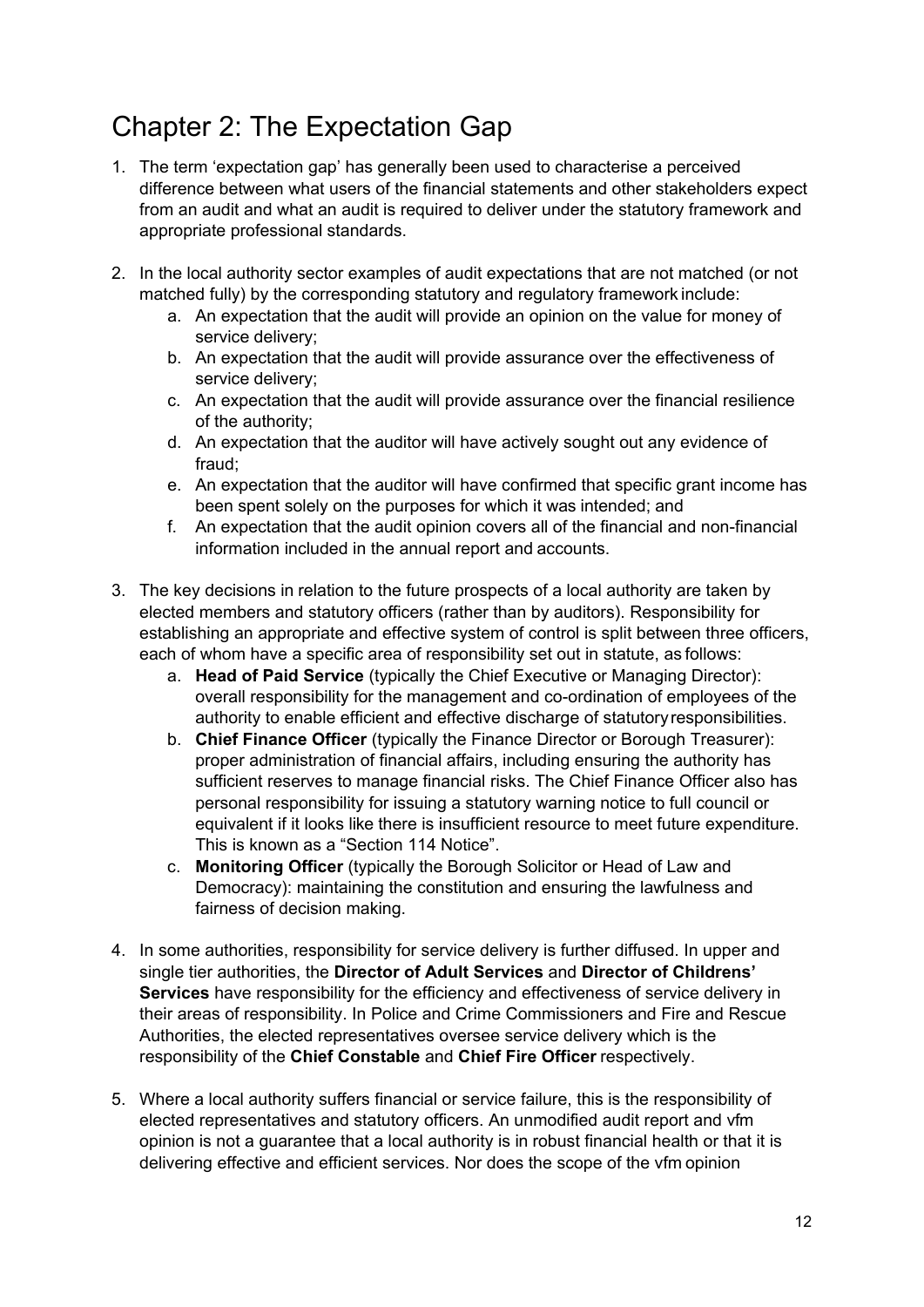# Chapter 2: The Expectation Gap

1. The term 'expectation gap' has generally been used to characterise a perceived difference between what users of the financial statements and other stakeholders expect from an audit and what an audit is required to deliver under the statutory framework and appropriate professional standards.

2. In the local authority sector examples of audit expectations that are not matched (or not matched fully) by the corresponding statutory and regulatory framework include:
   a. An expectation that the audit will provide an opinion on the value for money of service delivery;
   b. An expectation that the audit will provide assurance over the effectiveness of service delivery;
   c. An expectation that the audit will provide assurance over the financial resilience of the authority;
   d. An expectation that the auditor will have actively sought out any evidence of fraud;
   e. An expectation that the auditor will have confirmed that specific grant income has been spent solely on the purposes for which it was intended; and
   f. An expectation that the audit opinion covers all of the financial and non-financial information included in the annual report and accounts.

3. The key decisions in relation to the future prospects of a local authority are taken by elected members and statutory officers (rather than by auditors). Responsibility for establishing an appropriate and effective system of control is split between three officers, each of whom have a specific area of responsibility set out in statute, as follows:
   a. **Head of Paid Service** (typically the Chief Executive or Managing Director): overall responsibility for the management and co-ordination of employees of the authority to enable efficient and effective discharge of statutory responsibilities.
   b. **Chief Finance Officer** (typically the Finance Director or Borough Treasurer): proper administration of financial affairs, including ensuring the authority has sufficient reserves to manage financial risks. The Chief Finance Officer also has personal responsibility for issuing a statutory warning notice to full council or equivalent if it looks like there is insufficient resource to meet future expenditure. This is known as a "Section 114 Notice".
   c. **Monitoring Officer** (typically the Borough Solicitor or Head of Law and Democracy): maintaining the constitution and ensuring the lawfulness and fairness of decision making.

4. In some authorities, responsibility for service delivery is further diffused. In upper and single tier authorities, the **Director of Adult Services** and **Director of Childrens' Services** have responsibility for the efficiency and effectiveness of service delivery in their areas of responsibility. In Police and Crime Commissioners and Fire and Rescue Authorities, the elected representatives oversee service delivery which is the responsibility of the **Chief Constable** and **Chief Fire Officer** respectively.

5. Where a local authority suffers financial or service failure, this is the responsibility of elected representatives and statutory officers. An unmodified audit report and vfm opinion is not a guarantee that a local authority is in robust financial health or that it is delivering effective and efficient services. Nor does the scope of the vfm opinion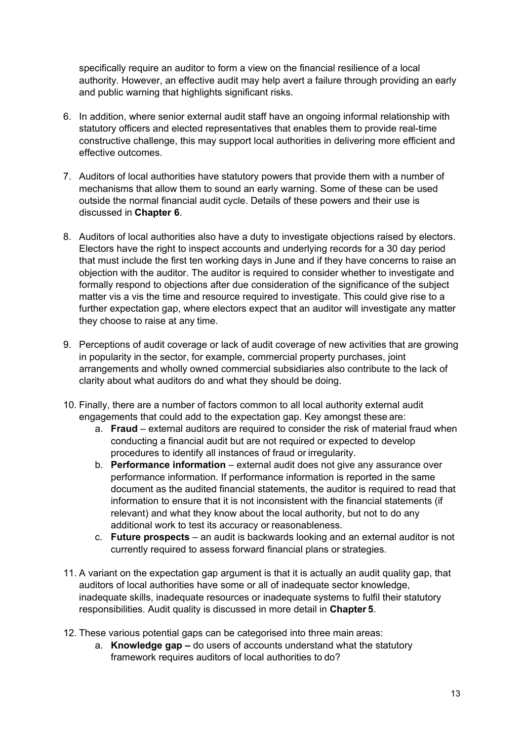specifically require an auditor to form a view on the financial resilience of a local authority. However, an effective audit may help avert a failure through providing an early and public warning that highlights significant risks.

6. In addition, where senior external audit staff have an ongoing informal relationship with statutory officers and elected representatives that enables them to provide real-time constructive challenge, this may support local authorities in delivering more efficient and effective outcomes.

7. Auditors of local authorities have statutory powers that provide them with a number of mechanisms that allow them to sound an early warning. Some of these can be used outside the normal financial audit cycle. Details of these powers and their use is discussed in **Chapter 6**.

8. Auditors of local authorities also have a duty to investigate objections raised by electors. Electors have the right to inspect accounts and underlying records for a 30 day period that must include the first ten working days in June and if they have concerns to raise an objection with the auditor. The auditor is required to consider whether to investigate and formally respond to objections after due consideration of the significance of the subject matter vis a vis the time and resource required to investigate. This could give rise to a further expectation gap, where electors expect that an auditor will investigate any matter they choose to raise at any time.

9. Perceptions of audit coverage or lack of audit coverage of new activities that are growing in popularity in the sector, for example, commercial property purchases, joint arrangements and wholly owned commercial subsidiaries also contribute to the lack of clarity about what auditors do and what they should be doing.

10. Finally, there are a number of factors common to all local authority external audit engagements that could add to the expectation gap. Key amongst these are:
    a. **Fraud** – external auditors are required to consider the risk of material fraud when conducting a financial audit but are not required or expected to develop procedures to identify all instances of fraud or irregularity.
    b. **Performance information** – external audit does not give any assurance over performance information. If performance information is reported in the same document as the audited financial statements, the auditor is required to read that information to ensure that it is not inconsistent with the financial statements (if relevant) and what they know about the local authority, but not to do any additional work to test its accuracy or reasonableness.
    c. **Future prospects** – an audit is backwards looking and an external auditor is not currently required to assess forward financial plans or strategies.

11. A variant on the expectation gap argument is that it is actually an audit quality gap, that auditors of local authorities have some or all of inadequate sector knowledge, inadequate skills, inadequate resources or inadequate systems to fulfil their statutory responsibilities. Audit quality is discussed in more detail in **Chapter 5**.

12. These various potential gaps can be categorised into three main areas:
    a. **Knowledge gap –** do users of accounts understand what the statutory framework requires auditors of local authorities to do?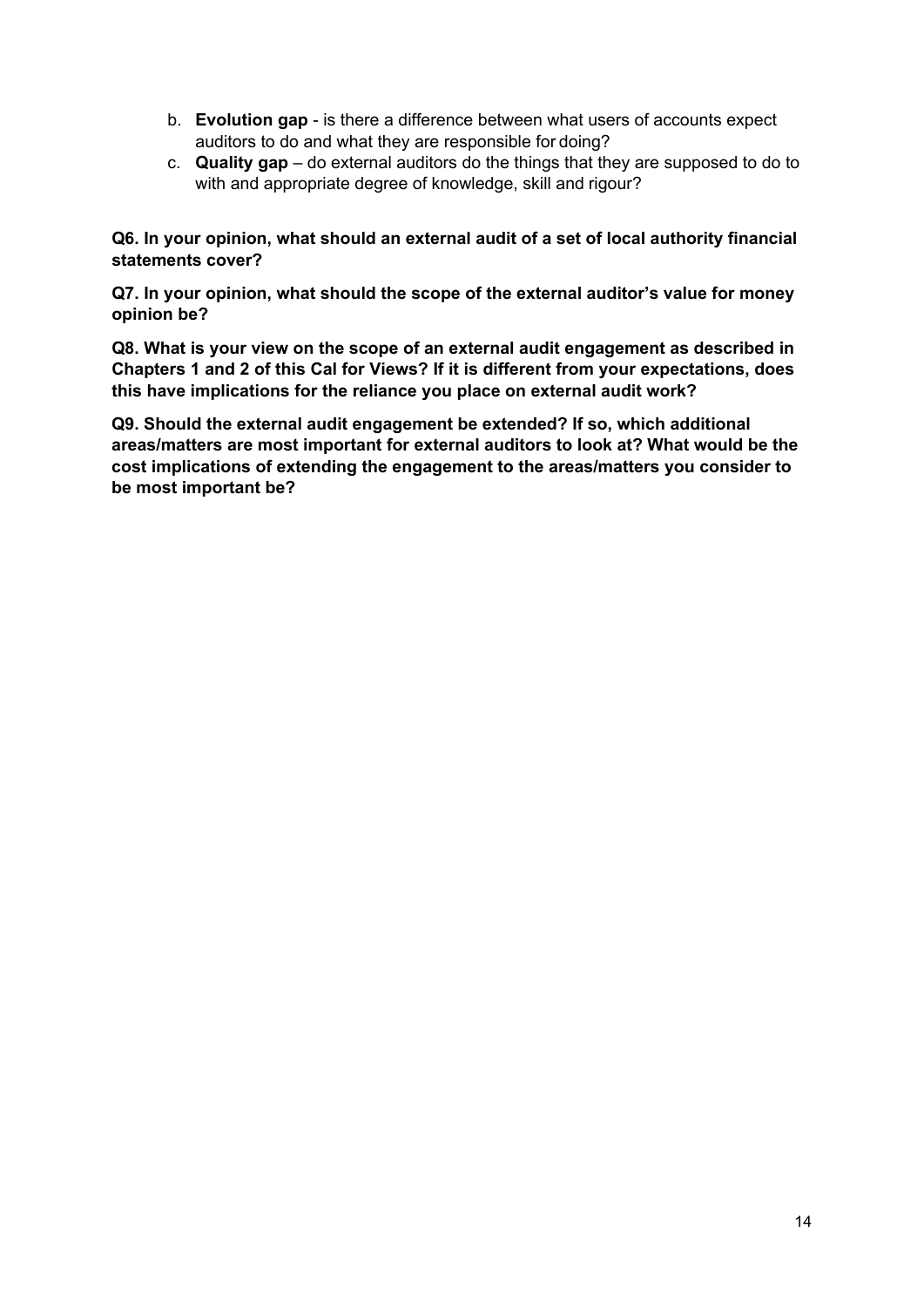b. **Evolution gap** - is there a difference between what users of accounts expect auditors to do and what they are responsible for doing?
c. **Quality gap** – do external auditors do the things that they are supposed to do to with and appropriate degree of knowledge, skill and rigour?

**Q6. In your opinion, what should an external audit of a set of local authority financial statements cover?**

**Q7. In your opinion, what should the scope of the external auditor's value for money opinion be?**

**Q8. What is your view on the scope of an external audit engagement as described in Chapters 1 and 2 of this Cal for Views? If it is different from your expectations, does this have implications for the reliance you place on external audit work?**

**Q9. Should the external audit engagement be extended? If so, which additional areas/matters are most important for external auditors to look at? What would be the cost implications of extending the engagement to the areas/matters you consider to be most important be?**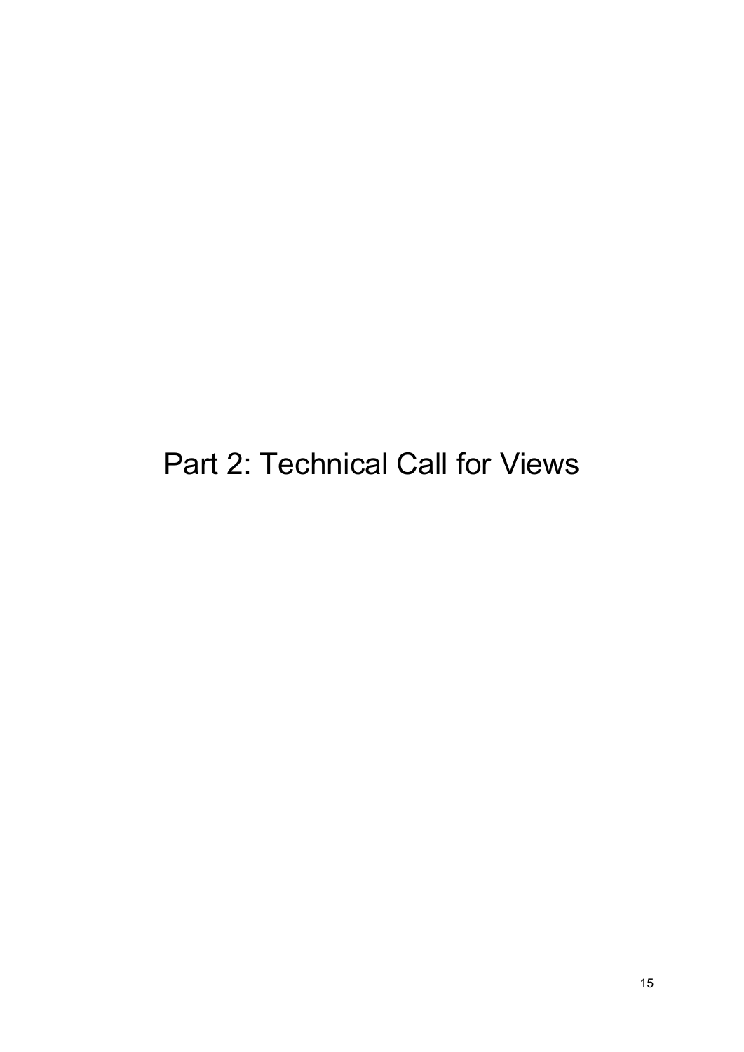# Part 2: Technical Call for Views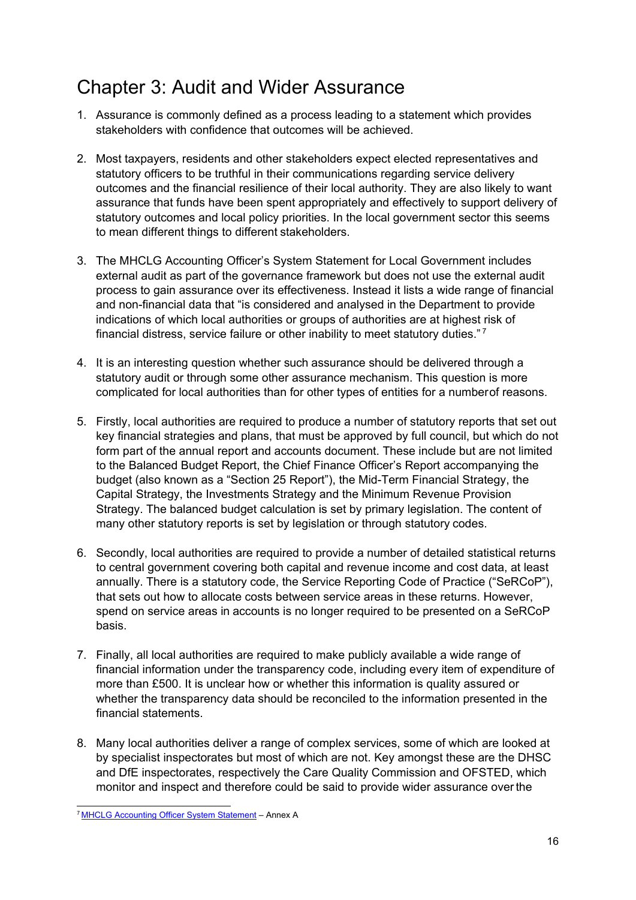# Chapter 3: Audit and Wider Assurance

1. Assurance is commonly defined as a process leading to a statement which provides stakeholders with confidence that outcomes will be achieved.

2. Most taxpayers, residents and other stakeholders expect elected representatives and statutory officers to be truthful in their communications regarding service delivery outcomes and the financial resilience of their local authority. They are also likely to want assurance that funds have been spent appropriately and effectively to support delivery of statutory outcomes and local policy priorities. In the local government sector this seems to mean different things to different stakeholders.

3. The MHCLG Accounting Officer's System Statement for Local Government includes external audit as part of the governance framework but does not use the external audit process to gain assurance over its effectiveness. Instead it lists a wide range of financial and non-financial data that "is considered and analysed in the Department to provide indications of which local authorities or groups of authorities are at highest risk of financial distress, service failure or other inability to meet statutory duties." [7]

4. It is an interesting question whether such assurance should be delivered through a statutory audit or through some other assurance mechanism. This question is more complicated for local authorities than for other types of entities for a number of reasons.

5. Firstly, local authorities are required to produce a number of statutory reports that set out key financial strategies and plans, that must be approved by full council, but which do not form part of the annual report and accounts document. These include but are not limited to the Balanced Budget Report, the Chief Finance Officer's Report accompanying the budget (also known as a "Section 25 Report"), the Mid-Term Financial Strategy, the Capital Strategy, the Investments Strategy and the Minimum Revenue Provision Strategy. The balanced budget calculation is set by primary legislation. The content of many other statutory reports is set by legislation or through statutory codes.

6. Secondly, local authorities are required to provide a number of detailed statistical returns to central government covering both capital and revenue income and cost data, at least annually. There is a statutory code, the Service Reporting Code of Practice ("SeRCoP"), that sets out how to allocate costs between service areas in these returns. However, spend on service areas in accounts is no longer required to be presented on a SeRCoP basis.

7. Finally, all local authorities are required to make publicly available a wide range of financial information under the transparency code, including every item of expenditure of more than £500. It is unclear how or whether this information is quality assured or whether the transparency data should be reconciled to the information presented in the financial statements.

8. Many local authorities deliver a range of complex services, some of which are looked at by specialist inspectorates but most of which are not. Key amongst these are the DHSC and DfE inspectorates, respectively the Care Quality Commission and OFSTED, which monitor and inspect and therefore could be said to provide wider assurance over the

---

[7] MHCLG Accounting Officer System Statement – Annex A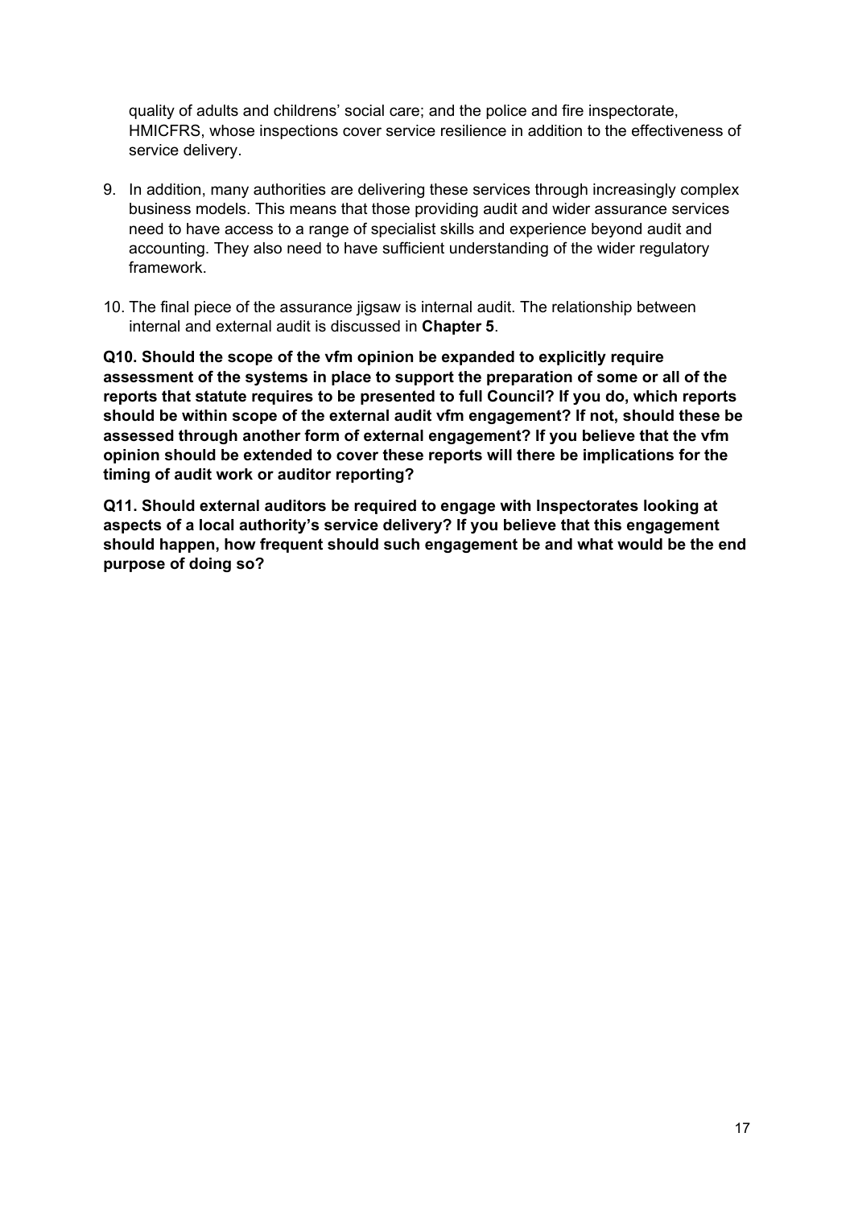quality of adults and childrens' social care; and the police and fire inspectorate, HMICFRS, whose inspections cover service resilience in addition to the effectiveness of service delivery.

9. In addition, many authorities are delivering these services through increasingly complex business models. This means that those providing audit and wider assurance services need to have access to a range of specialist skills and experience beyond audit and accounting. They also need to have sufficient understanding of the wider regulatory framework.

10. The final piece of the assurance jigsaw is internal audit. The relationship between internal and external audit is discussed in **Chapter 5**.

**Q10. Should the scope of the vfm opinion be expanded to explicitly require assessment of the systems in place to support the preparation of some or all of the reports that statute requires to be presented to full Council? If you do, which reports should be within scope of the external audit vfm engagement? If not, should these be assessed through another form of external engagement? If you believe that the vfm opinion should be extended to cover these reports will there be implications for the timing of audit work or auditor reporting?**

**Q11. Should external auditors be required to engage with Inspectorates looking at aspects of a local authority's service delivery? If you believe that this engagement should happen, how frequent should such engagement be and what would be the end purpose of doing so?**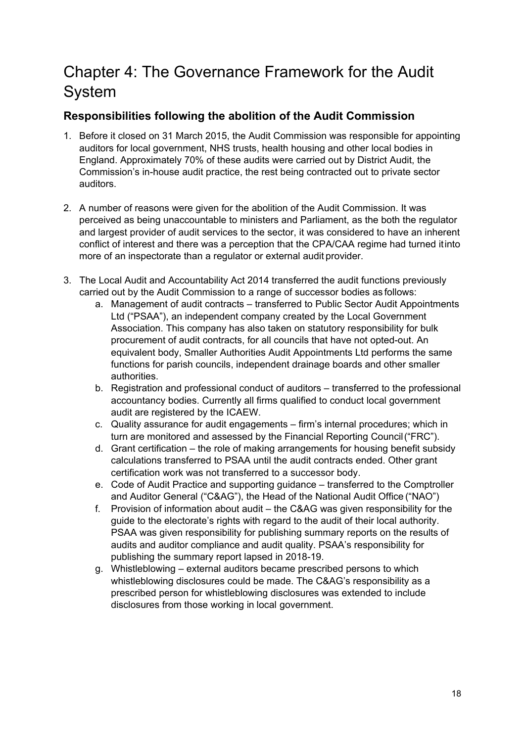# Chapter 4: The Governance Framework for the Audit System

## Responsibilities following the abolition of the Audit Commission

1. Before it closed on 31 March 2015, the Audit Commission was responsible for appointing auditors for local government, NHS trusts, health housing and other local bodies in England. Approximately 70% of these audits were carried out by District Audit, the Commission's in-house audit practice, the rest being contracted out to private sector auditors.

2. A number of reasons were given for the abolition of the Audit Commission. It was perceived as being unaccountable to ministers and Parliament, as the both the regulator and largest provider of audit services to the sector, it was considered to have an inherent conflict of interest and there was a perception that the CPA/CAA regime had turned itinto more of an inspectorate than a regulator or external audit provider.

3. The Local Audit and Accountability Act 2014 transferred the audit functions previously carried out by the Audit Commission to a range of successor bodies as follows:
   a. Management of audit contracts – transferred to Public Sector Audit Appointments Ltd ("PSAA"), an independent company created by the Local Government Association. This company has also taken on statutory responsibility for bulk procurement of audit contracts, for all councils that have not opted-out. An equivalent body, Smaller Authorities Audit Appointments Ltd performs the same functions for parish councils, independent drainage boards and other smaller authorities.
   b. Registration and professional conduct of auditors – transferred to the professional accountancy bodies. Currently all firms qualified to conduct local government audit are registered by the ICAEW.
   c. Quality assurance for audit engagements – firm's internal procedures; which in turn are monitored and assessed by the Financial Reporting Council ("FRC").
   d. Grant certification – the role of making arrangements for housing benefit subsidy calculations transferred to PSAA until the audit contracts ended. Other grant certification work was not transferred to a successor body.
   e. Code of Audit Practice and supporting guidance – transferred to the Comptroller and Auditor General ("C&AG"), the Head of the National Audit Office ("NAO")
   f. Provision of information about audit – the C&AG was given responsibility for the guide to the electorate's rights with regard to the audit of their local authority. PSAA was given responsibility for publishing summary reports on the results of audits and auditor compliance and audit quality. PSAA's responsibility for publishing the summary report lapsed in 2018-19.
   g. Whistleblowing – external auditors became prescribed persons to which whistleblowing disclosures could be made. The C&AG's responsibility as a prescribed person for whistleblowing disclosures was extended to include disclosures from those working in local government.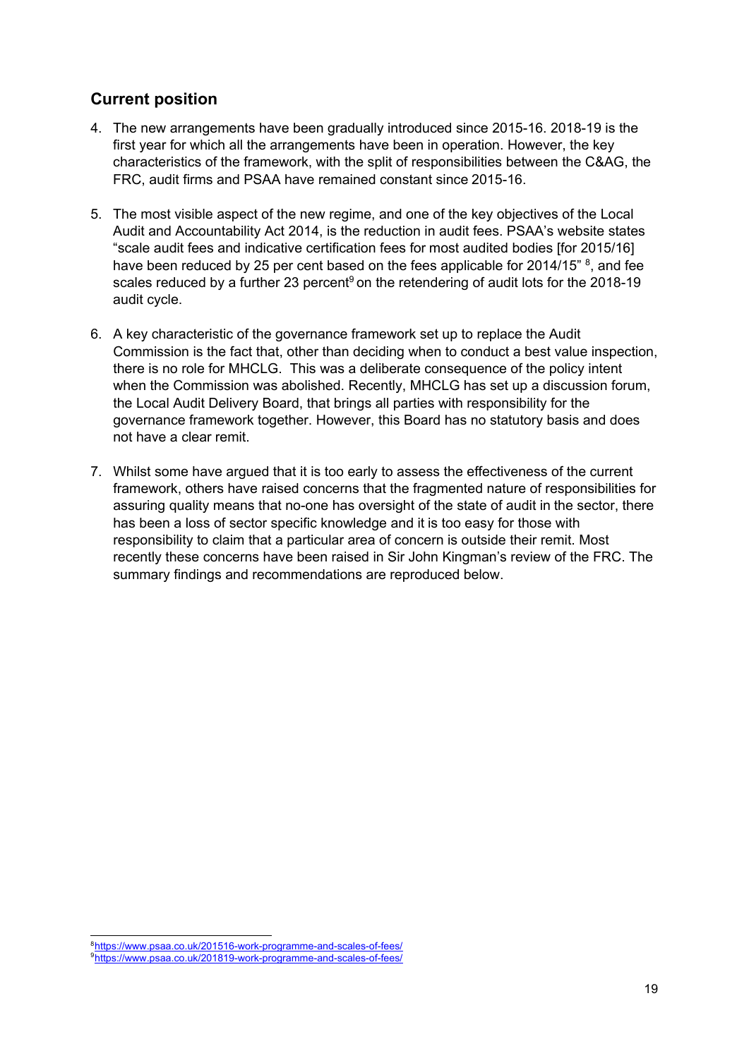## Current position

4. The new arrangements have been gradually introduced since 2015-16. 2018-19 is the first year for which all the arrangements have been in operation. However, the key characteristics of the framework, with the split of responsibilities between the C&AG, the FRC, audit firms and PSAA have remained constant since 2015-16.

5. The most visible aspect of the new regime, and one of the key objectives of the Local Audit and Accountability Act 2014, is the reduction in audit fees. PSAA's website states "scale audit fees and indicative certification fees for most audited bodies [for 2015/16] have been reduced by 25 per cent based on the fees applicable for 2014/15" [8], and fee scales reduced by a further 23 percent[9] on the retendering of audit lots for the 2018-19 audit cycle.

6. A key characteristic of the governance framework set up to replace the Audit Commission is the fact that, other than deciding when to conduct a best value inspection, there is no role for MHCLG. This was a deliberate consequence of the policy intent when the Commission was abolished. Recently, MHCLG has set up a discussion forum, the Local Audit Delivery Board, that brings all parties with responsibility for the governance framework together. However, this Board has no statutory basis and does not have a clear remit.

7. Whilst some have argued that it is too early to assess the effectiveness of the current framework, others have raised concerns that the fragmented nature of responsibilities for assuring quality means that no-one has oversight of the state of audit in the sector, there has been a loss of sector specific knowledge and it is too easy for those with responsibility to claim that a particular area of concern is outside their remit. Most recently these concerns have been raised in Sir John Kingman's review of the FRC. The summary findings and recommendations are reproduced below.

---

[8] https://www.psaa.co.uk/201516-work-programme-and-scales-of-fees/
[9] https://www.psaa.co.uk/201819-work-programme-and-scales-of-fees/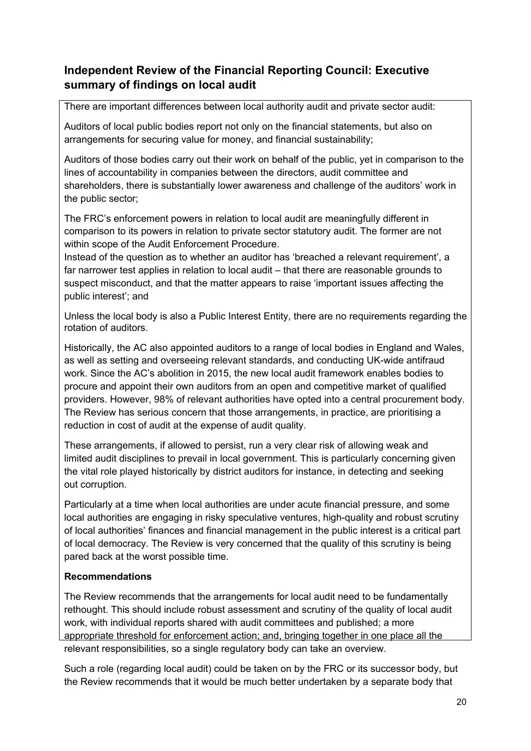## Independent Review of the Financial Reporting Council: Executive summary of findings on local audit

There are important differences between local authority audit and private sector audit:

Auditors of local public bodies report not only on the financial statements, but also on arrangements for securing value for money, and financial sustainability;

Auditors of those bodies carry out their work on behalf of the public, yet in comparison to the lines of accountability in companies between the directors, audit committee and shareholders, there is substantially lower awareness and challenge of the auditors' work in the public sector;

The FRC's enforcement powers in relation to local audit are meaningfully different in comparison to its powers in relation to private sector statutory audit. The former are not within scope of the Audit Enforcement Procedure.
Instead of the question as to whether an auditor has 'breached a relevant requirement', a far narrower test applies in relation to local audit – that there are reasonable grounds to suspect misconduct, and that the matter appears to raise 'important issues affecting the public interest'; and

Unless the local body is also a Public Interest Entity, there are no requirements regarding the rotation of auditors.

Historically, the AC also appointed auditors to a range of local bodies in England and Wales, as well as setting and overseeing relevant standards, and conducting UK-wide antifraud work. Since the AC's abolition in 2015, the new local audit framework enables bodies to procure and appoint their own auditors from an open and competitive market of qualified providers. However, 98% of relevant authorities have opted into a central procurement body. The Review has serious concern that those arrangements, in practice, are prioritising a reduction in cost of audit at the expense of audit quality.

These arrangements, if allowed to persist, run a very clear risk of allowing weak and limited audit disciplines to prevail in local government. This is particularly concerning given the vital role played historically by district auditors for instance, in detecting and seeking out corruption.

Particularly at a time when local authorities are under acute financial pressure, and some local authorities are engaging in risky speculative ventures, high-quality and robust scrutiny of local authorities' finances and financial management in the public interest is a critical part of local democracy. The Review is very concerned that the quality of this scrutiny is being pared back at the worst possible time.

**Recommendations**

The Review recommends that the arrangements for local audit need to be fundamentally rethought. This should include robust assessment and scrutiny of the quality of local audit work, with individual reports shared with audit committees and published; a more appropriate threshold for enforcement action; and, bringing together in one place all the relevant responsibilities, so a single regulatory body can take an overview.

Such a role (regarding local audit) could be taken on by the FRC or its successor body, but the Review recommends that it would be much better undertaken by a separate body that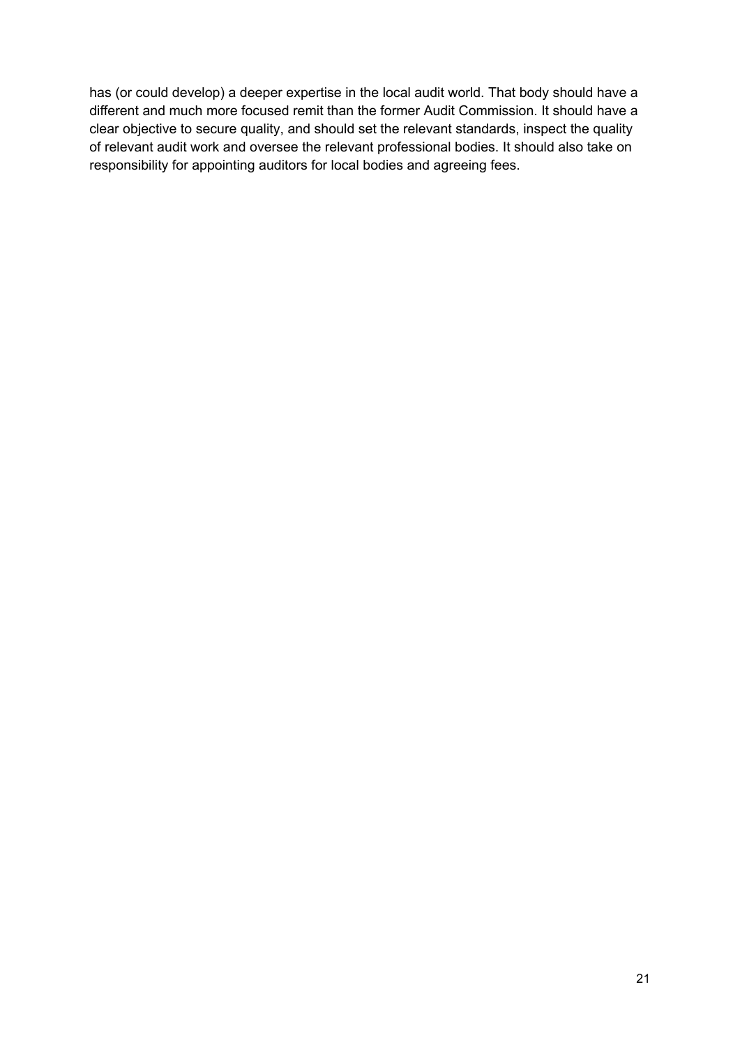has (or could develop) a deeper expertise in the local audit world. That body should have a different and much more focused remit than the former Audit Commission. It should have a clear objective to secure quality, and should set the relevant standards, inspect the quality of relevant audit work and oversee the relevant professional bodies. It should also take on responsibility for appointing auditors for local bodies and agreeing fees.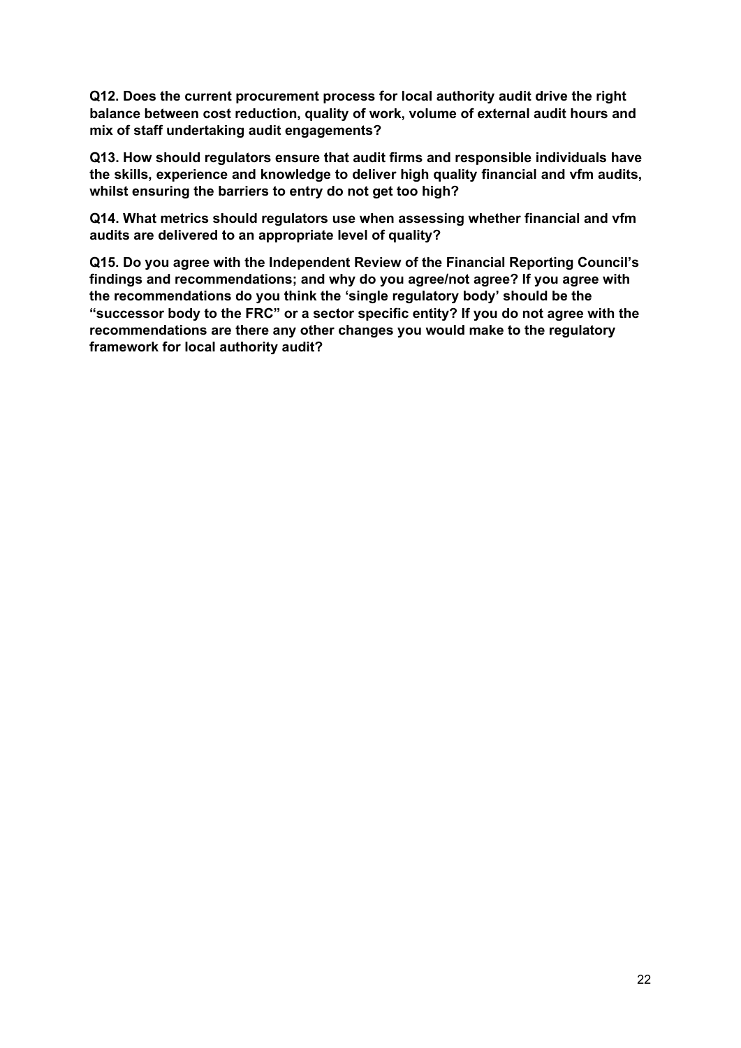**Q12. Does the current procurement process for local authority audit drive the right balance between cost reduction, quality of work, volume of external audit hours and mix of staff undertaking audit engagements?**

**Q13. How should regulators ensure that audit firms and responsible individuals have the skills, experience and knowledge to deliver high quality financial and vfm audits, whilst ensuring the barriers to entry do not get too high?**

**Q14. What metrics should regulators use when assessing whether financial and vfm audits are delivered to an appropriate level of quality?**

**Q15. Do you agree with the Independent Review of the Financial Reporting Council's findings and recommendations; and why do you agree/not agree? If you agree with the recommendations do you think the 'single regulatory body' should be the "successor body to the FRC" or a sector specific entity? If you do not agree with the recommendations are there any other changes you would make to the regulatory framework for local authority audit?**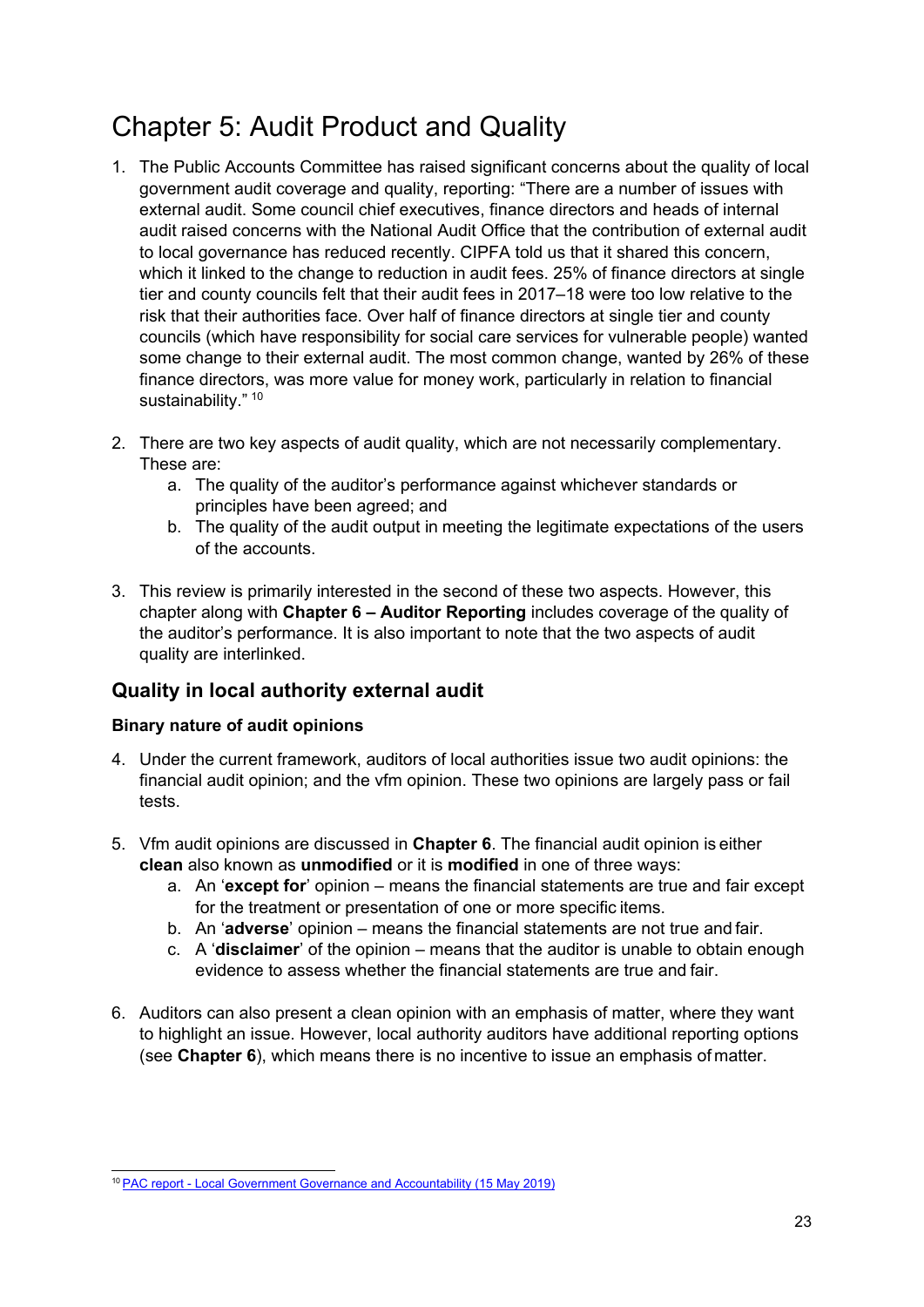# Chapter 5: Audit Product and Quality

1. The Public Accounts Committee has raised significant concerns about the quality of local government audit coverage and quality, reporting: "There are a number of issues with external audit. Some council chief executives, finance directors and heads of internal audit raised concerns with the National Audit Office that the contribution of external audit to local governance has reduced recently. CIPFA told us that it shared this concern, which it linked to the change to reduction in audit fees. 25% of finance directors at single tier and county councils felt that their audit fees in 2017–18 were too low relative to the risk that their authorities face. Over half of finance directors at single tier and county councils (which have responsibility for social care services for vulnerable people) wanted some change to their external audit. The most common change, wanted by 26% of these finance directors, was more value for money work, particularly in relation to financial sustainability." [10]

2. There are two key aspects of audit quality, which are not necessarily complementary. These are:
   a. The quality of the auditor's performance against whichever standards or principles have been agreed; and
   b. The quality of the audit output in meeting the legitimate expectations of the users of the accounts.

3. This review is primarily interested in the second of these two aspects. However, this chapter along with **Chapter 6 – Auditor Reporting** includes coverage of the quality of the auditor's performance. It is also important to note that the two aspects of audit quality are interlinked.

## Quality in local authority external audit

### Binary nature of audit opinions

4. Under the current framework, auditors of local authorities issue two audit opinions: the financial audit opinion; and the vfm opinion. These two opinions are largely pass or fail tests.

5. Vfm audit opinions are discussed in **Chapter 6**. The financial audit opinion is either **clean** also known as **unmodified** or it is **modified** in one of three ways:
   a. An '**except for**' opinion – means the financial statements are true and fair except for the treatment or presentation of one or more specific items.
   b. An '**adverse**' opinion – means the financial statements are not true and fair.
   c. A '**disclaimer**' of the opinion – means that the auditor is unable to obtain enough evidence to assess whether the financial statements are true and fair.

6. Auditors can also present a clean opinion with an emphasis of matter, where they want to highlight an issue. However, local authority auditors have additional reporting options (see **Chapter 6**), which means there is no incentive to issue an emphasis of matter.

---

[10] PAC report - Local Government Governance and Accountability (15 May 2019)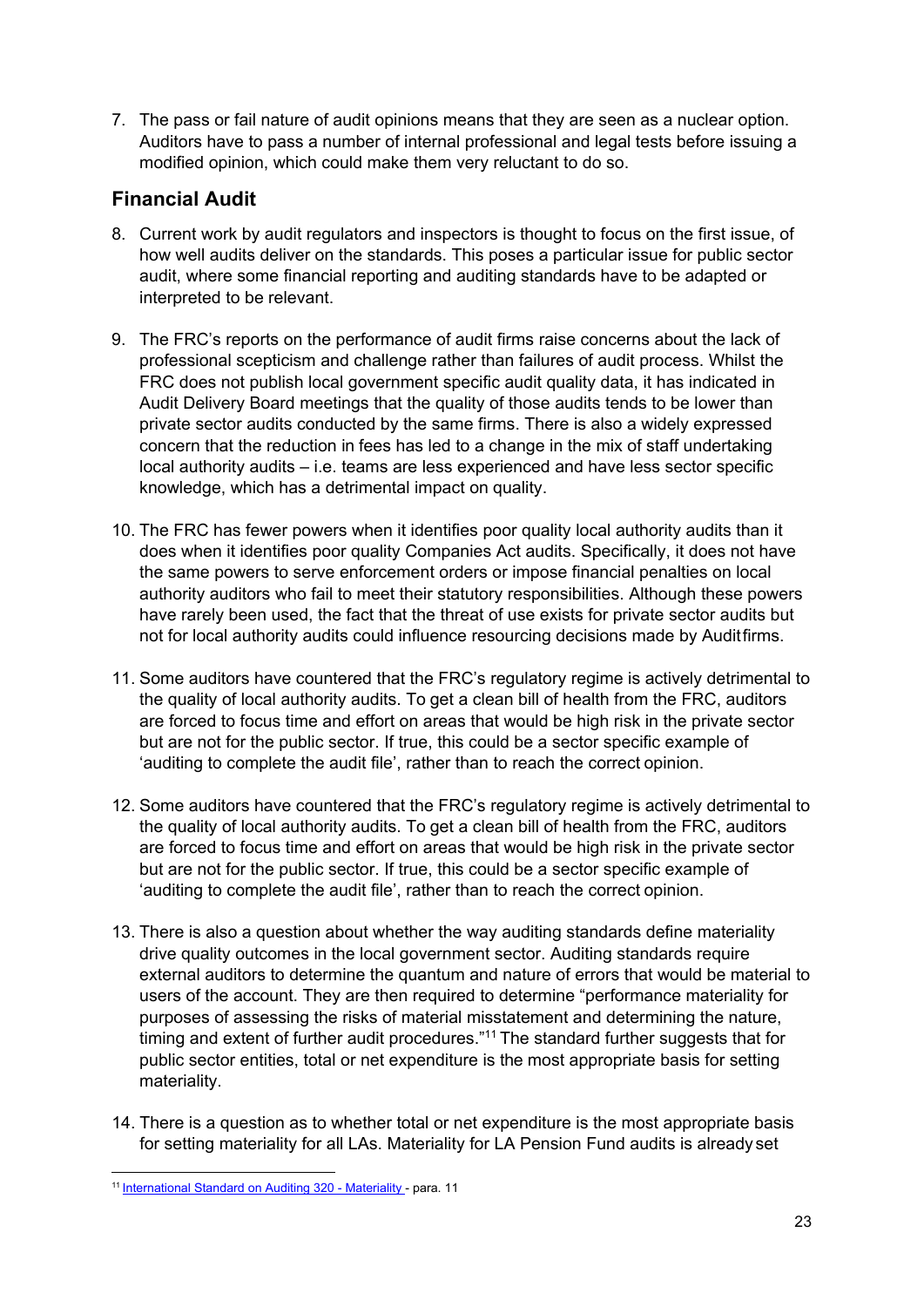7. The pass or fail nature of audit opinions means that they are seen as a nuclear option. Auditors have to pass a number of internal professional and legal tests before issuing a modified opinion, which could make them very reluctant to do so.

## Financial Audit

8. Current work by audit regulators and inspectors is thought to focus on the first issue, of how well audits deliver on the standards. This poses a particular issue for public sector audit, where some financial reporting and auditing standards have to be adapted or interpreted to be relevant.

9. The FRC's reports on the performance of audit firms raise concerns about the lack of professional scepticism and challenge rather than failures of audit process. Whilst the FRC does not publish local government specific audit quality data, it has indicated in Audit Delivery Board meetings that the quality of those audits tends to be lower than private sector audits conducted by the same firms. There is also a widely expressed concern that the reduction in fees has led to a change in the mix of staff undertaking local authority audits – i.e. teams are less experienced and have less sector specific knowledge, which has a detrimental impact on quality.

10. The FRC has fewer powers when it identifies poor quality local authority audits than it does when it identifies poor quality Companies Act audits. Specifically, it does not have the same powers to serve enforcement orders or impose financial penalties on local authority auditors who fail to meet their statutory responsibilities. Although these powers have rarely been used, the fact that the threat of use exists for private sector audits but not for local authority audits could influence resourcing decisions made by Audit firms.

11. Some auditors have countered that the FRC's regulatory regime is actively detrimental to the quality of local authority audits. To get a clean bill of health from the FRC, auditors are forced to focus time and effort on areas that would be high risk in the private sector but are not for the public sector. If true, this could be a sector specific example of 'auditing to complete the audit file', rather than to reach the correct opinion.

12. Some auditors have countered that the FRC's regulatory regime is actively detrimental to the quality of local authority audits. To get a clean bill of health from the FRC, auditors are forced to focus time and effort on areas that would be high risk in the private sector but are not for the public sector. If true, this could be a sector specific example of 'auditing to complete the audit file', rather than to reach the correct opinion.

13. There is also a question about whether the way auditing standards define materiality drive quality outcomes in the local government sector. Auditing standards require external auditors to determine the quantum and nature of errors that would be material to users of the account. They are then required to determine "performance materiality for purposes of assessing the risks of material misstatement and determining the nature, timing and extent of further audit procedures."[11] The standard further suggests that for public sector entities, total or net expenditure is the most appropriate basis for setting materiality.

14. There is a question as to whether total or net expenditure is the most appropriate basis for setting materiality for all LAs. Materiality for LA Pension Fund audits is already set

[11] International Standard on Auditing 320 - Materiality - para. 11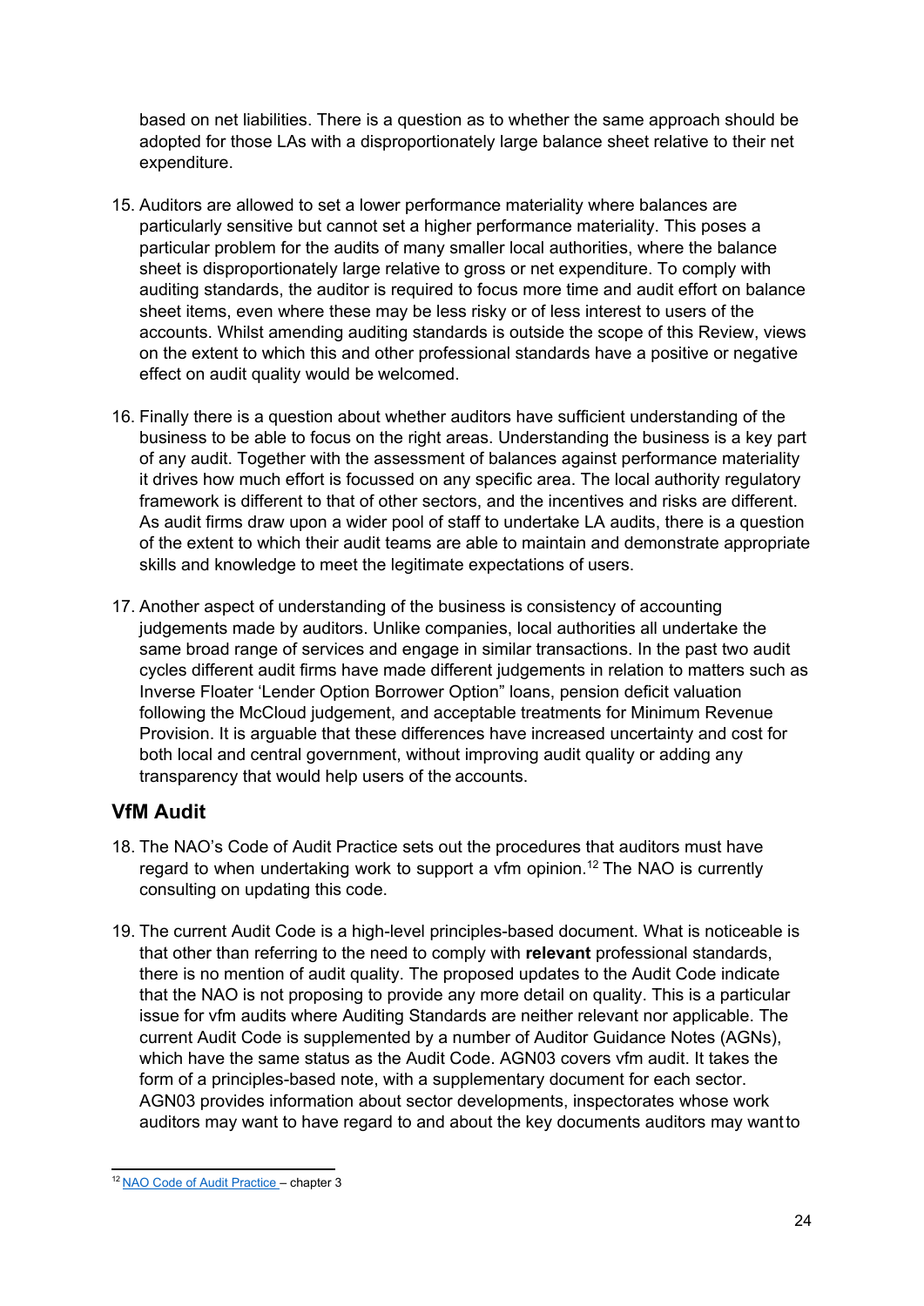based on net liabilities. There is a question as to whether the same approach should be adopted for those LAs with a disproportionately large balance sheet relative to their net expenditure.

15. Auditors are allowed to set a lower performance materiality where balances are particularly sensitive but cannot set a higher performance materiality. This poses a particular problem for the audits of many smaller local authorities, where the balance sheet is disproportionately large relative to gross or net expenditure. To comply with auditing standards, the auditor is required to focus more time and audit effort on balance sheet items, even where these may be less risky or of less interest to users of the accounts. Whilst amending auditing standards is outside the scope of this Review, views on the extent to which this and other professional standards have a positive or negative effect on audit quality would be welcomed.

16. Finally there is a question about whether auditors have sufficient understanding of the business to be able to focus on the right areas. Understanding the business is a key part of any audit. Together with the assessment of balances against performance materiality it drives how much effort is focussed on any specific area. The local authority regulatory framework is different to that of other sectors, and the incentives and risks are different. As audit firms draw upon a wider pool of staff to undertake LA audits, there is a question of the extent to which their audit teams are able to maintain and demonstrate appropriate skills and knowledge to meet the legitimate expectations of users.

17. Another aspect of understanding of the business is consistency of accounting judgements made by auditors. Unlike companies, local authorities all undertake the same broad range of services and engage in similar transactions. In the past two audit cycles different audit firms have made different judgements in relation to matters such as Inverse Floater 'Lender Option Borrower Option" loans, pension deficit valuation following the McCloud judgement, and acceptable treatments for Minimum Revenue Provision. It is arguable that these differences have increased uncertainty and cost for both local and central government, without improving audit quality or adding any transparency that would help users of the accounts.

## VfM Audit

18. The NAO's Code of Audit Practice sets out the procedures that auditors must have regard to when undertaking work to support a vfm opinion.[12] The NAO is currently consulting on updating this code.

19. The current Audit Code is a high-level principles-based document. What is noticeable is that other than referring to the need to comply with **relevant** professional standards, there is no mention of audit quality. The proposed updates to the Audit Code indicate that the NAO is not proposing to provide any more detail on quality. This is a particular issue for vfm audits where Auditing Standards are neither relevant nor applicable. The current Audit Code is supplemented by a number of Auditor Guidance Notes (AGNs), which have the same status as the Audit Code. AGN03 covers vfm audit. It takes the form of a principles-based note, with a supplementary document for each sector. AGN03 provides information about sector developments, inspectorates whose work auditors may want to have regard to and about the key documents auditors may want to

[12] NAO Code of Audit Practice – chapter 3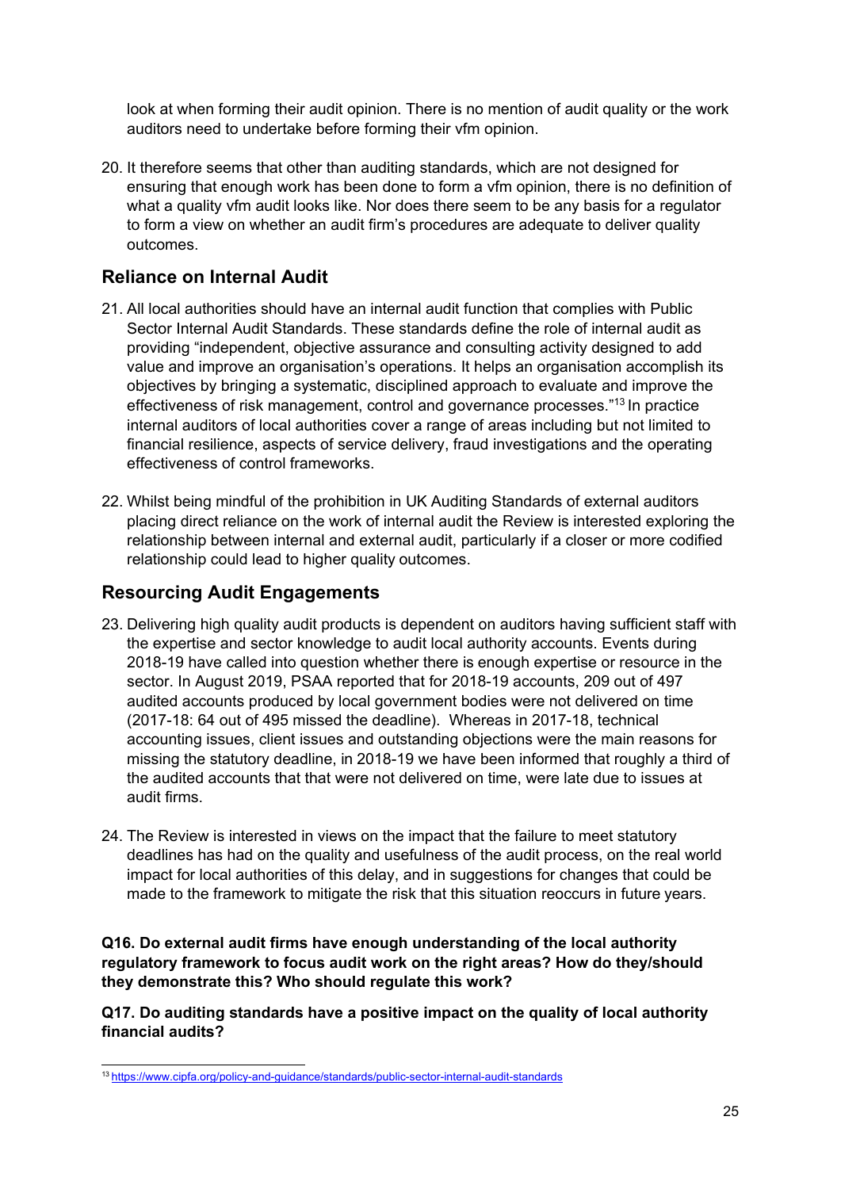look at when forming their audit opinion. There is no mention of audit quality or the work auditors need to undertake before forming their vfm opinion.

20. It therefore seems that other than auditing standards, which are not designed for ensuring that enough work has been done to form a vfm opinion, there is no definition of what a quality vfm audit looks like. Nor does there seem to be any basis for a regulator to form a view on whether an audit firm's procedures are adequate to deliver quality outcomes.

## Reliance on Internal Audit

21. All local authorities should have an internal audit function that complies with Public Sector Internal Audit Standards. These standards define the role of internal audit as providing "independent, objective assurance and consulting activity designed to add value and improve an organisation's operations. It helps an organisation accomplish its objectives by bringing a systematic, disciplined approach to evaluate and improve the effectiveness of risk management, control and governance processes."[13] In practice internal auditors of local authorities cover a range of areas including but not limited to financial resilience, aspects of service delivery, fraud investigations and the operating effectiveness of control frameworks.

22. Whilst being mindful of the prohibition in UK Auditing Standards of external auditors placing direct reliance on the work of internal audit the Review is interested exploring the relationship between internal and external audit, particularly if a closer or more codified relationship could lead to higher quality outcomes.

## Resourcing Audit Engagements

23. Delivering high quality audit products is dependent on auditors having sufficient staff with the expertise and sector knowledge to audit local authority accounts. Events during 2018-19 have called into question whether there is enough expertise or resource in the sector. In August 2019, PSAA reported that for 2018-19 accounts, 209 out of 497 audited accounts produced by local government bodies were not delivered on time (2017-18: 64 out of 495 missed the deadline). Whereas in 2017-18, technical accounting issues, client issues and outstanding objections were the main reasons for missing the statutory deadline, in 2018-19 we have been informed that roughly a third of the audited accounts that that were not delivered on time, were late due to issues at audit firms.

24. The Review is interested in views on the impact that the failure to meet statutory deadlines has had on the quality and usefulness of the audit process, on the real world impact for local authorities of this delay, and in suggestions for changes that could be made to the framework to mitigate the risk that this situation reoccurs in future years.

**Q16. Do external audit firms have enough understanding of the local authority regulatory framework to focus audit work on the right areas? How do they/should they demonstrate this? Who should regulate this work?**

**Q17. Do auditing standards have a positive impact on the quality of local authority financial audits?**

[13] https://www.cipfa.org/policy-and-guidance/standards/public-sector-internal-audit-standards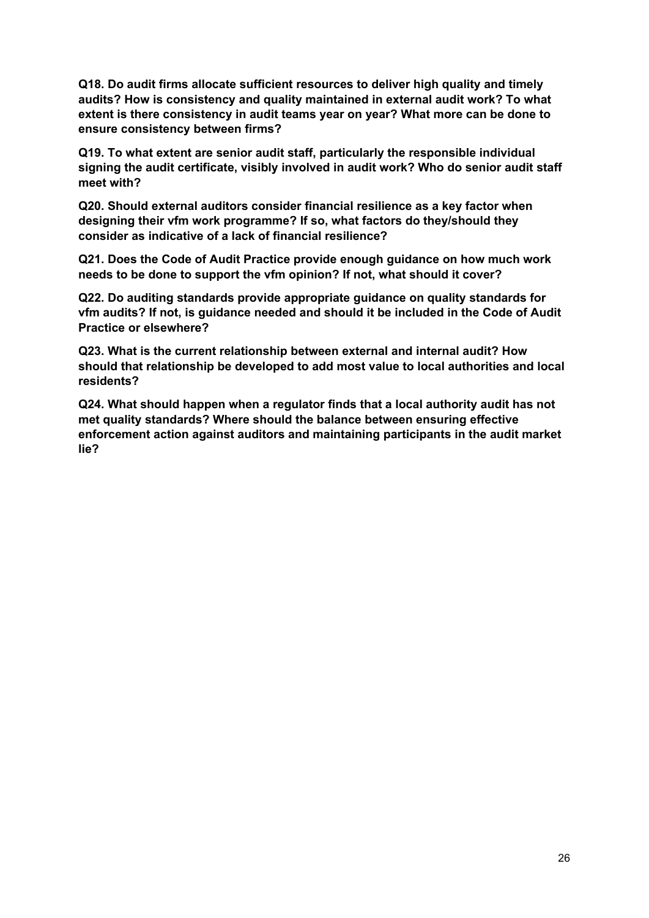**Q18. Do audit firms allocate sufficient resources to deliver high quality and timely audits? How is consistency and quality maintained in external audit work? To what extent is there consistency in audit teams year on year? What more can be done to ensure consistency between firms?**

**Q19. To what extent are senior audit staff, particularly the responsible individual signing the audit certificate, visibly involved in audit work? Who do senior audit staff meet with?**

**Q20. Should external auditors consider financial resilience as a key factor when designing their vfm work programme? If so, what factors do they/should they consider as indicative of a lack of financial resilience?**

**Q21. Does the Code of Audit Practice provide enough guidance on how much work needs to be done to support the vfm opinion? If not, what should it cover?**

**Q22. Do auditing standards provide appropriate guidance on quality standards for vfm audits? If not, is guidance needed and should it be included in the Code of Audit Practice or elsewhere?**

**Q23. What is the current relationship between external and internal audit? How should that relationship be developed to add most value to local authorities and local residents?**

**Q24. What should happen when a regulator finds that a local authority audit has not met quality standards? Where should the balance between ensuring effective enforcement action against auditors and maintaining participants in the audit market lie?**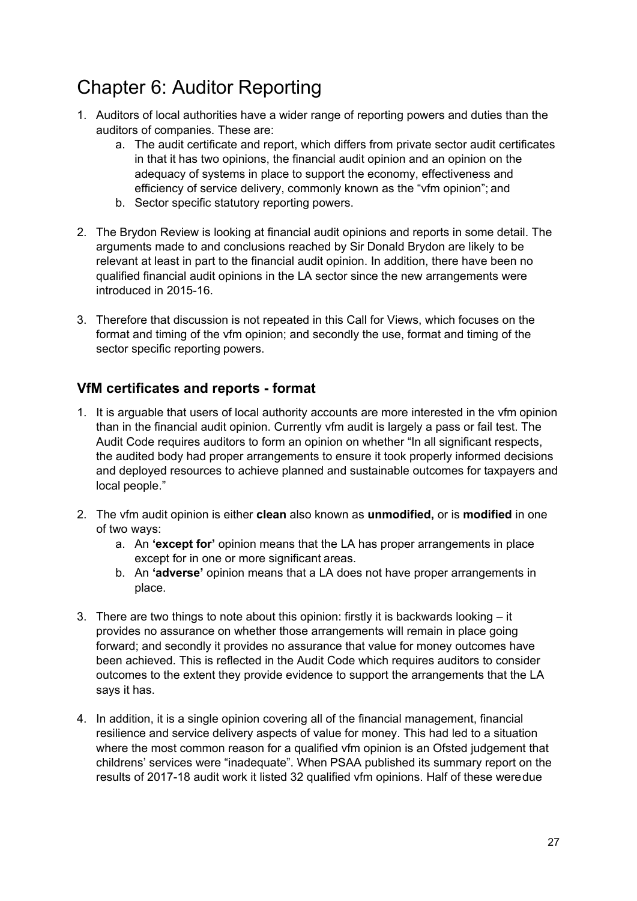# Chapter 6: Auditor Reporting

1. Auditors of local authorities have a wider range of reporting powers and duties than the auditors of companies. These are:
    a. The audit certificate and report, which differs from private sector audit certificates in that it has two opinions, the financial audit opinion and an opinion on the adequacy of systems in place to support the economy, effectiveness and efficiency of service delivery, commonly known as the "vfm opinion"; and
    b. Sector specific statutory reporting powers.

2. The Brydon Review is looking at financial audit opinions and reports in some detail. The arguments made to and conclusions reached by Sir Donald Brydon are likely to be relevant at least in part to the financial audit opinion. In addition, there have been no qualified financial audit opinions in the LA sector since the new arrangements were introduced in 2015-16.

3. Therefore that discussion is not repeated in this Call for Views, which focuses on the format and timing of the vfm opinion; and secondly the use, format and timing of the sector specific reporting powers.

## VfM certificates and reports - format

1. It is arguable that users of local authority accounts are more interested in the vfm opinion than in the financial audit opinion. Currently vfm audit is largely a pass or fail test. The Audit Code requires auditors to form an opinion on whether "In all significant respects, the audited body had proper arrangements to ensure it took properly informed decisions and deployed resources to achieve planned and sustainable outcomes for taxpayers and local people."

2. The vfm audit opinion is either **clean** also known as **unmodified,** or is **modified** in one of two ways:
    a. An **'except for'** opinion means that the LA has proper arrangements in place except for in one or more significant areas.
    b. An **'adverse'** opinion means that a LA does not have proper arrangements in place.

3. There are two things to note about this opinion: firstly it is backwards looking – it provides no assurance on whether those arrangements will remain in place going forward; and secondly it provides no assurance that value for money outcomes have been achieved. This is reflected in the Audit Code which requires auditors to consider outcomes to the extent they provide evidence to support the arrangements that the LA says it has.

4. In addition, it is a single opinion covering all of the financial management, financial resilience and service delivery aspects of value for money. This had led to a situation where the most common reason for a qualified vfm opinion is an Ofsted judgement that childrens' services were "inadequate". When PSAA published its summary report on the results of 2017-18 audit work it listed 32 qualified vfm opinions. Half of these weredue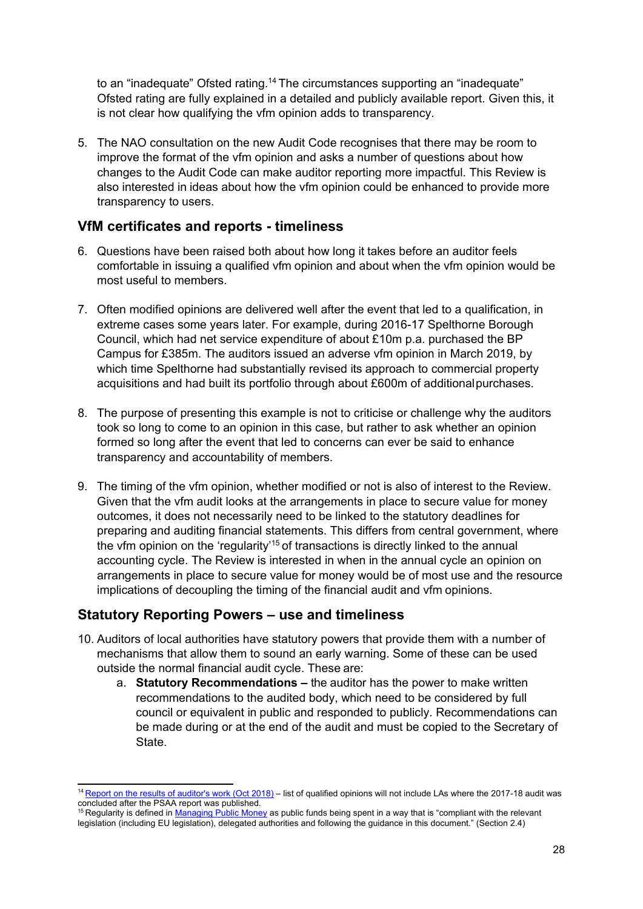to an "inadequate" Ofsted rating.[14] The circumstances supporting an "inadequate" Ofsted rating are fully explained in a detailed and publicly available report. Given this, it is not clear how qualifying the vfm opinion adds to transparency.

5. The NAO consultation on the new Audit Code recognises that there may be room to improve the format of the vfm opinion and asks a number of questions about how changes to the Audit Code can make auditor reporting more impactful. This Review is also interested in ideas about how the vfm opinion could be enhanced to provide more transparency to users.

## VfM certificates and reports - timeliness

6. Questions have been raised both about how long it takes before an auditor feels comfortable in issuing a qualified vfm opinion and about when the vfm opinion would be most useful to members.

7. Often modified opinions are delivered well after the event that led to a qualification, in extreme cases some years later. For example, during 2016-17 Spelthorne Borough Council, which had net service expenditure of about £10m p.a. purchased the BP Campus for £385m. The auditors issued an adverse vfm opinion in March 2019, by which time Spelthorne had substantially revised its approach to commercial property acquisitions and had built its portfolio through about £600m of additional purchases.

8. The purpose of presenting this example is not to criticise or challenge why the auditors took so long to come to an opinion in this case, but rather to ask whether an opinion formed so long after the event that led to concerns can ever be said to enhance transparency and accountability of members.

9. The timing of the vfm opinion, whether modified or not is also of interest to the Review. Given that the vfm audit looks at the arrangements in place to secure value for money outcomes, it does not necessarily need to be linked to the statutory deadlines for preparing and auditing financial statements. This differs from central government, where the vfm opinion on the 'regularity'[15] of transactions is directly linked to the annual accounting cycle. The Review is interested in when in the annual cycle an opinion on arrangements in place to secure value for money would be of most use and the resource implications of decoupling the timing of the financial audit and vfm opinions.

## Statutory Reporting Powers – use and timeliness

10. Auditors of local authorities have statutory powers that provide them with a number of mechanisms that allow them to sound an early warning. Some of these can be used outside the normal financial audit cycle. These are:
    a. **Statutory Recommendations –** the auditor has the power to make written recommendations to the audited body, which need to be considered by full council or equivalent in public and responded to publicly. Recommendations can be made during or at the end of the audit and must be copied to the Secretary of State.

[14] Report on the results of auditor's work (Oct 2018) – list of qualified opinions will not include LAs where the 2017-18 audit was concluded after the PSAA report was published.

[15] Regularity is defined in Managing Public Money as public funds being spent in a way that is "compliant with the relevant legislation (including EU legislation), delegated authorities and following the guidance in this document." (Section 2.4)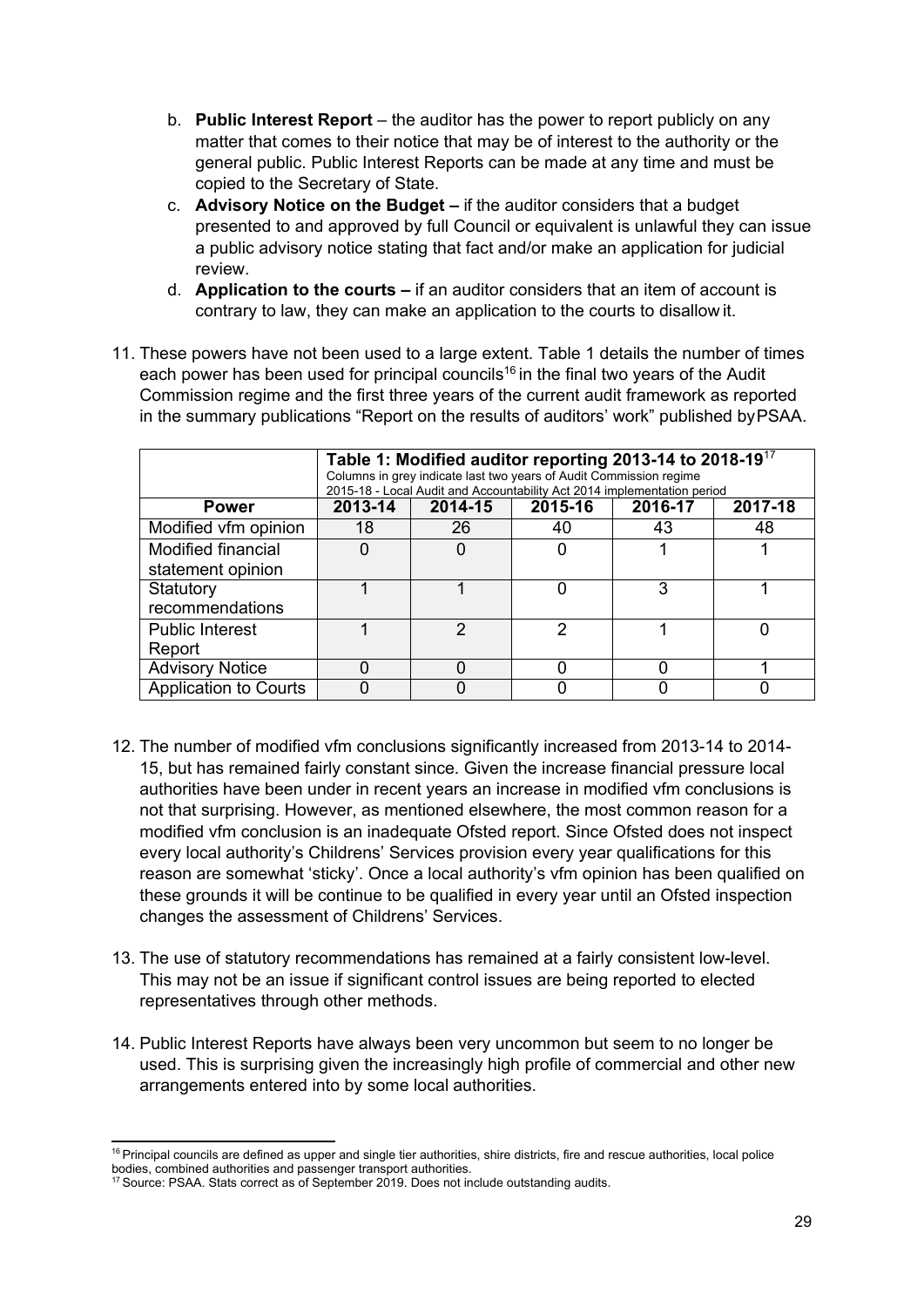b. **Public Interest Report** – the auditor has the power to report publicly on any matter that comes to their notice that may be of interest to the authority or the general public. Public Interest Reports can be made at any time and must be copied to the Secretary of State.

c. **Advisory Notice on the Budget –** if the auditor considers that a budget presented to and approved by full Council or equivalent is unlawful they can issue a public advisory notice stating that fact and/or make an application for judicial review.

d. **Application to the courts –** if an auditor considers that an item of account is contrary to law, they can make an application to the courts to disallow it.

11. These powers have not been used to a large extent. Table 1 details the number of times each power has been used for principal councils[16] in the final two years of the Audit Commission regime and the first three years of the current audit framework as reported in the summary publications "Report on the results of auditors' work" published by PSAA.

| | **Table 1: Modified auditor reporting 2013-14 to 2018-19**[17] Columns in grey indicate last two years of Audit Commission regime 2015-18 - Local Audit and Accountability Act 2014 implementation period | | | | |
|---|---|---|---|---|---|
| **Power** | **2013-14** | **2014-15** | **2015-16** | **2016-17** | **2017-18** |
| Modified vfm opinion | 18 | 26 | 40 | 43 | 48 |
| Modified financial statement opinion | 0 | 0 | 0 | 1 | 1 |
| Statutory recommendations | 1 | 1 | 0 | 3 | 1 |
| Public Interest Report | 1 | 2 | 2 | 1 | 0 |
| Advisory Notice | 0 | 0 | 0 | 0 | 1 |
| Application to Courts | 0 | 0 | 0 | 0 | 0 |

12. The number of modified vfm conclusions significantly increased from 2013-14 to 2014-15, but has remained fairly constant since. Given the increase financial pressure local authorities have been under in recent years an increase in modified vfm conclusions is not that surprising. However, as mentioned elsewhere, the most common reason for a modified vfm conclusion is an inadequate Ofsted report. Since Ofsted does not inspect every local authority's Childrens' Services provision every year qualifications for this reason are somewhat 'sticky'. Once a local authority's vfm opinion has been qualified on these grounds it will be continue to be qualified in every year until an Ofsted inspection changes the assessment of Childrens' Services.

13. The use of statutory recommendations has remained at a fairly consistent low-level. This may not be an issue if significant control issues are being reported to elected representatives through other methods.

14. Public Interest Reports have always been very uncommon but seem to no longer be used. This is surprising given the increasingly high profile of commercial and other new arrangements entered into by some local authorities.

---

[16] Principal councils are defined as upper and single tier authorities, shire districts, fire and rescue authorities, local police bodies, combined authorities and passenger transport authorities.

[17] Source: PSAA. Stats correct as of September 2019. Does not include outstanding audits.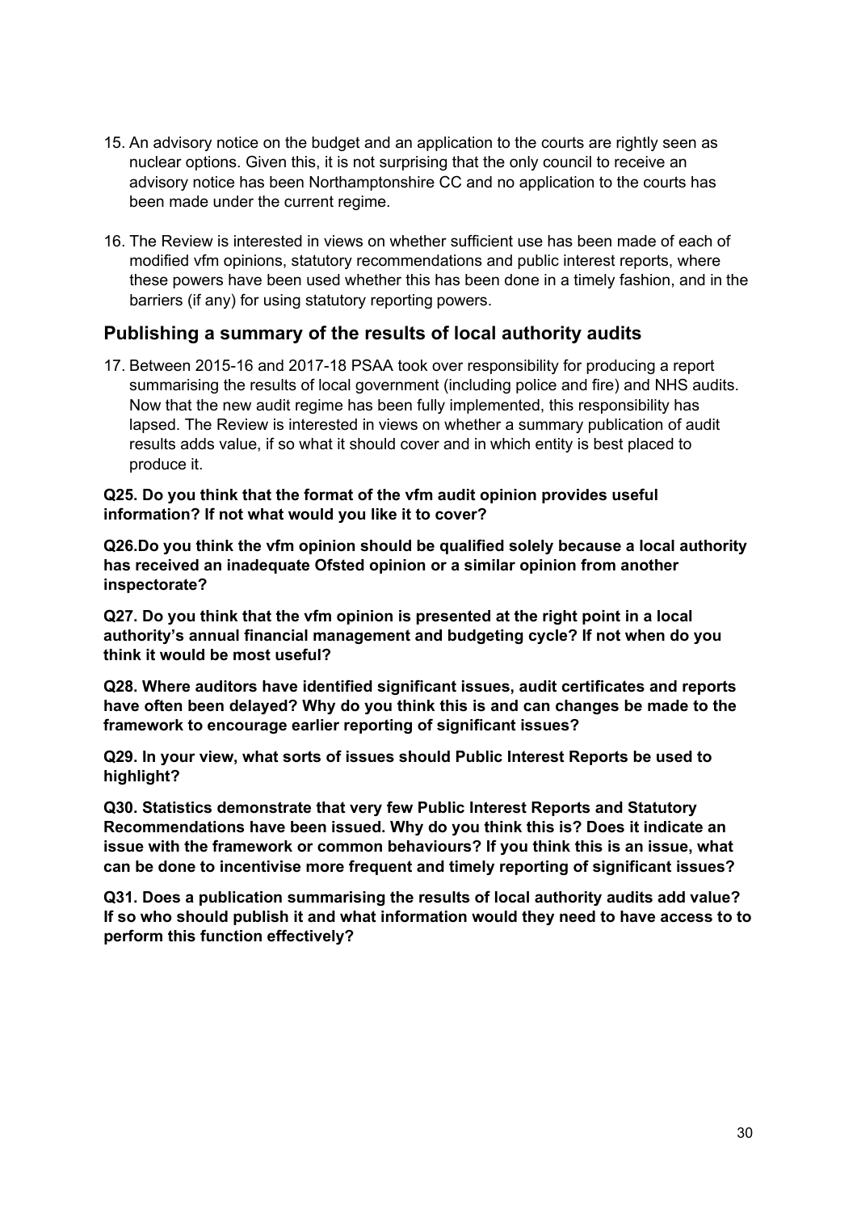15. An advisory notice on the budget and an application to the courts are rightly seen as nuclear options. Given this, it is not surprising that the only council to receive an advisory notice has been Northamptonshire CC and no application to the courts has been made under the current regime.

16. The Review is interested in views on whether sufficient use has been made of each of modified vfm opinions, statutory recommendations and public interest reports, where these powers have been used whether this has been done in a timely fashion, and in the barriers (if any) for using statutory reporting powers.

## Publishing a summary of the results of local authority audits

17. Between 2015-16 and 2017-18 PSAA took over responsibility for producing a report summarising the results of local government (including police and fire) and NHS audits. Now that the new audit regime has been fully implemented, this responsibility has lapsed. The Review is interested in views on whether a summary publication of audit results adds value, if so what it should cover and in which entity is best placed to produce it.

**Q25. Do you think that the format of the vfm audit opinion provides useful information? If not what would you like it to cover?**

**Q26.Do you think the vfm opinion should be qualified solely because a local authority has received an inadequate Ofsted opinion or a similar opinion from another inspectorate?**

**Q27. Do you think that the vfm opinion is presented at the right point in a local authority's annual financial management and budgeting cycle? If not when do you think it would be most useful?**

**Q28. Where auditors have identified significant issues, audit certificates and reports have often been delayed? Why do you think this is and can changes be made to the framework to encourage earlier reporting of significant issues?**

**Q29. In your view, what sorts of issues should Public Interest Reports be used to highlight?**

**Q30. Statistics demonstrate that very few Public Interest Reports and Statutory Recommendations have been issued. Why do you think this is? Does it indicate an issue with the framework or common behaviours? If you think this is an issue, what can be done to incentivise more frequent and timely reporting of significant issues?**

**Q31. Does a publication summarising the results of local authority audits add value? If so who should publish it and what information would they need to have access to to perform this function effectively?**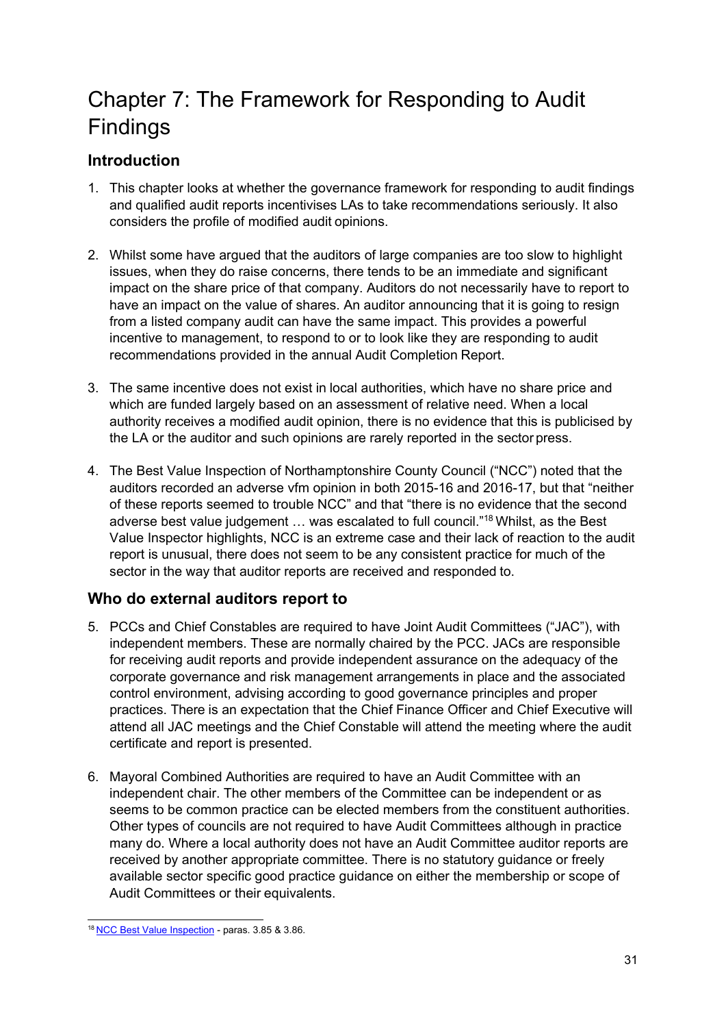# Chapter 7: The Framework for Responding to Audit Findings

## Introduction

1. This chapter looks at whether the governance framework for responding to audit findings and qualified audit reports incentivises LAs to take recommendations seriously. It also considers the profile of modified audit opinions.

2. Whilst some have argued that the auditors of large companies are too slow to highlight issues, when they do raise concerns, there tends to be an immediate and significant impact on the share price of that company. Auditors do not necessarily have to report to have an impact on the value of shares. An auditor announcing that it is going to resign from a listed company audit can have the same impact. This provides a powerful incentive to management, to respond to or to look like they are responding to audit recommendations provided in the annual Audit Completion Report.

3. The same incentive does not exist in local authorities, which have no share price and which are funded largely based on an assessment of relative need. When a local authority receives a modified audit opinion, there is no evidence that this is publicised by the LA or the auditor and such opinions are rarely reported in the sector press.

4. The Best Value Inspection of Northamptonshire County Council ("NCC") noted that the auditors recorded an adverse vfm opinion in both 2015-16 and 2016-17, but that "neither of these reports seemed to trouble NCC" and that "there is no evidence that the second adverse best value judgement … was escalated to full council."[18] Whilst, as the Best Value Inspector highlights, NCC is an extreme case and their lack of reaction to the audit report is unusual, there does not seem to be any consistent practice for much of the sector in the way that auditor reports are received and responded to.

## Who do external auditors report to

5. PCCs and Chief Constables are required to have Joint Audit Committees ("JAC"), with independent members. These are normally chaired by the PCC. JACs are responsible for receiving audit reports and provide independent assurance on the adequacy of the corporate governance and risk management arrangements in place and the associated control environment, advising according to good governance principles and proper practices. There is an expectation that the Chief Finance Officer and Chief Executive will attend all JAC meetings and the Chief Constable will attend the meeting where the audit certificate and report is presented.

6. Mayoral Combined Authorities are required to have an Audit Committee with an independent chair. The other members of the Committee can be independent or as seems to be common practice can be elected members from the constituent authorities. Other types of councils are not required to have Audit Committees although in practice many do. Where a local authority does not have an Audit Committee auditor reports are received by another appropriate committee. There is no statutory guidance or freely available sector specific good practice guidance on either the membership or scope of Audit Committees or their equivalents.

---

[18] NCC Best Value Inspection - paras. 3.85 & 3.86.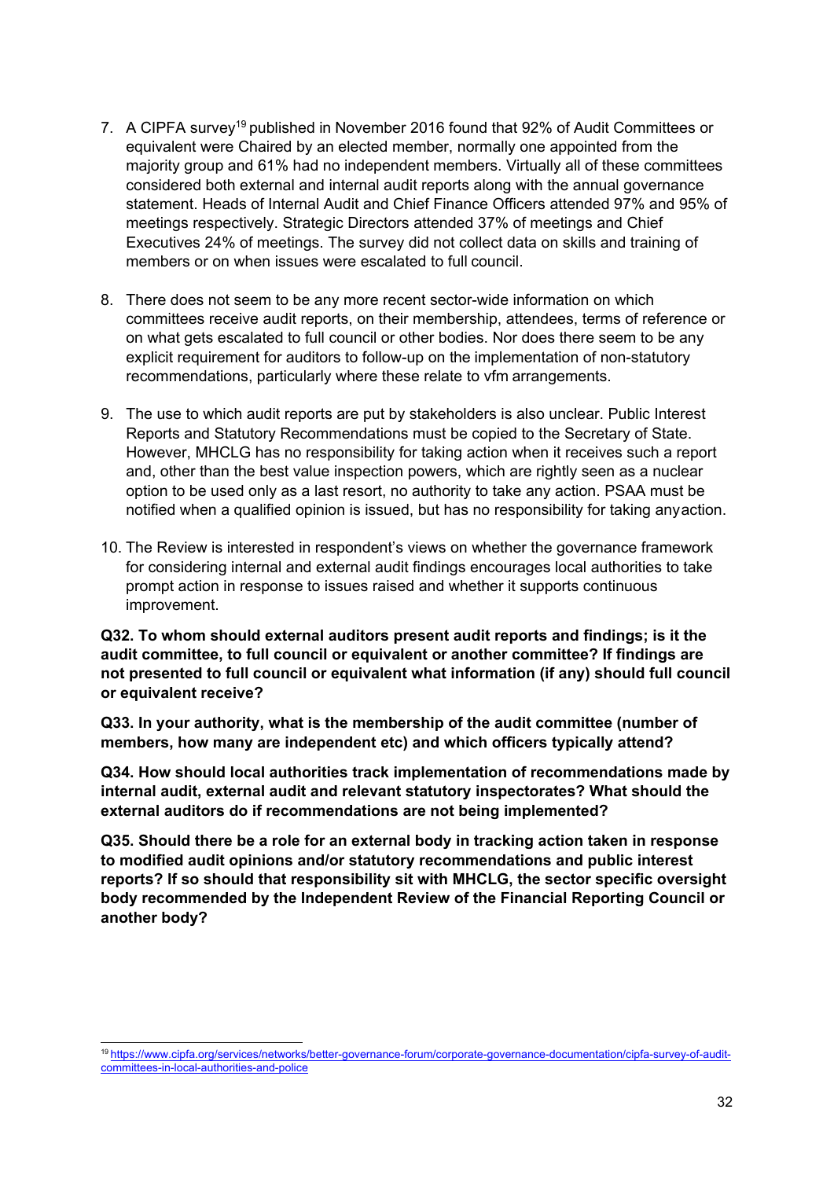7. A CIPFA survey[19] published in November 2016 found that 92% of Audit Committees or equivalent were Chaired by an elected member, normally one appointed from the majority group and 61% had no independent members. Virtually all of these committees considered both external and internal audit reports along with the annual governance statement. Heads of Internal Audit and Chief Finance Officers attended 97% and 95% of meetings respectively. Strategic Directors attended 37% of meetings and Chief Executives 24% of meetings. The survey did not collect data on skills and training of members or on when issues were escalated to full council.

8. There does not seem to be any more recent sector-wide information on which committees receive audit reports, on their membership, attendees, terms of reference or on what gets escalated to full council or other bodies. Nor does there seem to be any explicit requirement for auditors to follow-up on the implementation of non-statutory recommendations, particularly where these relate to vfm arrangements.

9. The use to which audit reports are put by stakeholders is also unclear. Public Interest Reports and Statutory Recommendations must be copied to the Secretary of State. However, MHCLG has no responsibility for taking action when it receives such a report and, other than the best value inspection powers, which are rightly seen as a nuclear option to be used only as a last resort, no authority to take any action. PSAA must be notified when a qualified opinion is issued, but has no responsibility for taking any action.

10. The Review is interested in respondent's views on whether the governance framework for considering internal and external audit findings encourages local authorities to take prompt action in response to issues raised and whether it supports continuous improvement.

**Q32. To whom should external auditors present audit reports and findings; is it the audit committee, to full council or equivalent or another committee? If findings are not presented to full council or equivalent what information (if any) should full council or equivalent receive?**

**Q33. In your authority, what is the membership of the audit committee (number of members, how many are independent etc) and which officers typically attend?**

**Q34. How should local authorities track implementation of recommendations made by internal audit, external audit and relevant statutory inspectorates? What should the external auditors do if recommendations are not being implemented?**

**Q35. Should there be a role for an external body in tracking action taken in response to modified audit opinions and/or statutory recommendations and public interest reports? If so should that responsibility sit with MHCLG, the sector specific oversight body recommended by the Independent Review of the Financial Reporting Council or another body?**

---

[19] https://www.cipfa.org/services/networks/better-governance-forum/corporate-governance-documentation/cipfa-survey-of-audit-committees-in-local-authorities-and-police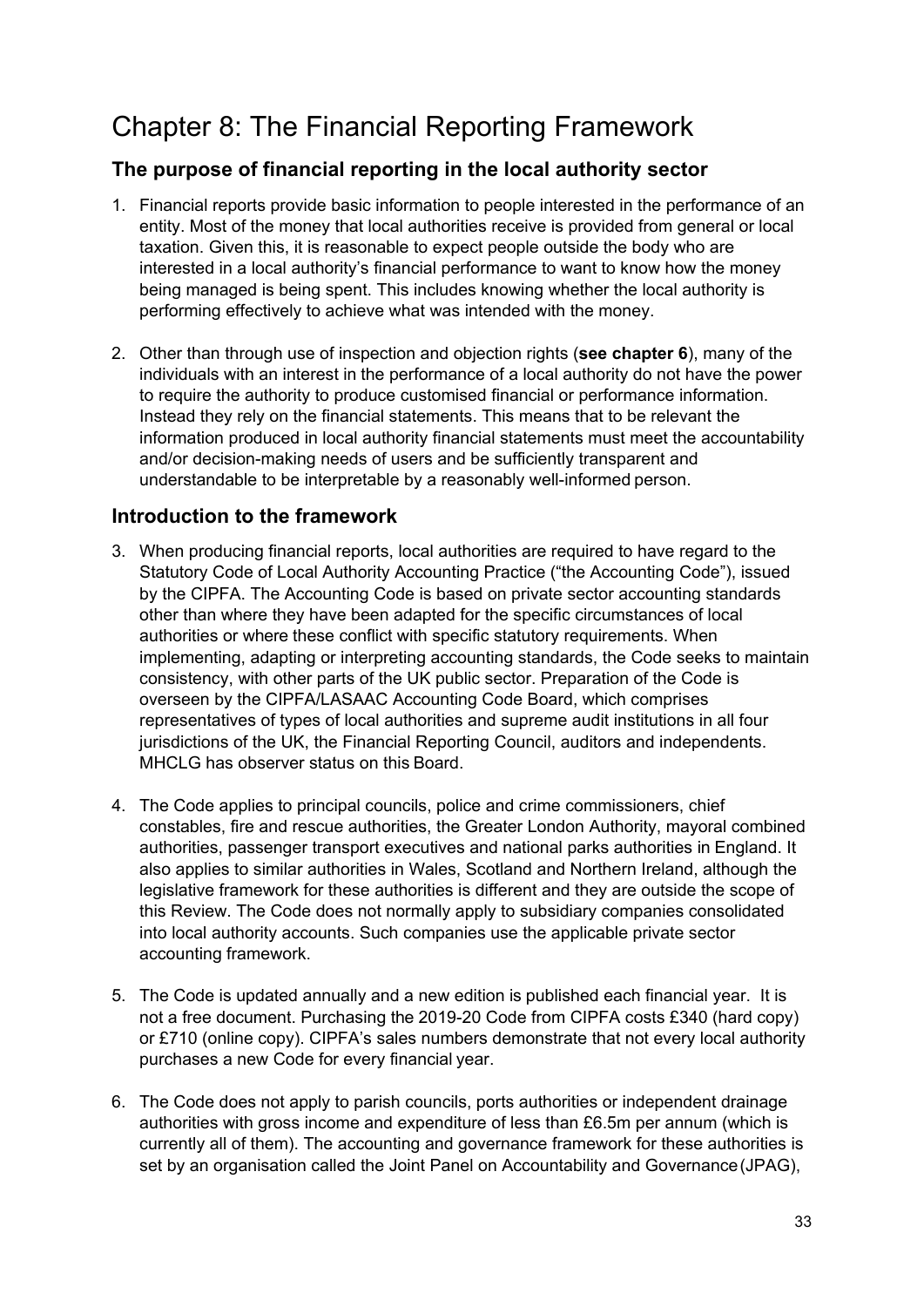# Chapter 8: The Financial Reporting Framework

## The purpose of financial reporting in the local authority sector

1. Financial reports provide basic information to people interested in the performance of an entity. Most of the money that local authorities receive is provided from general or local taxation. Given this, it is reasonable to expect people outside the body who are interested in a local authority's financial performance to want to know how the money being managed is being spent. This includes knowing whether the local authority is performing effectively to achieve what was intended with the money.

2. Other than through use of inspection and objection rights (**see chapter 6**), many of the individuals with an interest in the performance of a local authority do not have the power to require the authority to produce customised financial or performance information. Instead they rely on the financial statements. This means that to be relevant the information produced in local authority financial statements must meet the accountability and/or decision-making needs of users and be sufficiently transparent and understandable to be interpretable by a reasonably well-informed person.

## Introduction to the framework

3. When producing financial reports, local authorities are required to have regard to the Statutory Code of Local Authority Accounting Practice ("the Accounting Code"), issued by the CIPFA. The Accounting Code is based on private sector accounting standards other than where they have been adapted for the specific circumstances of local authorities or where these conflict with specific statutory requirements. When implementing, adapting or interpreting accounting standards, the Code seeks to maintain consistency, with other parts of the UK public sector. Preparation of the Code is overseen by the CIPFA/LASAAC Accounting Code Board, which comprises representatives of types of local authorities and supreme audit institutions in all four jurisdictions of the UK, the Financial Reporting Council, auditors and independents. MHCLG has observer status on this Board.

4. The Code applies to principal councils, police and crime commissioners, chief constables, fire and rescue authorities, the Greater London Authority, mayoral combined authorities, passenger transport executives and national parks authorities in England. It also applies to similar authorities in Wales, Scotland and Northern Ireland, although the legislative framework for these authorities is different and they are outside the scope of this Review. The Code does not normally apply to subsidiary companies consolidated into local authority accounts. Such companies use the applicable private sector accounting framework.

5. The Code is updated annually and a new edition is published each financial year. It is not a free document. Purchasing the 2019-20 Code from CIPFA costs £340 (hard copy) or £710 (online copy). CIPFA's sales numbers demonstrate that not every local authority purchases a new Code for every financial year.

6. The Code does not apply to parish councils, ports authorities or independent drainage authorities with gross income and expenditure of less than £6.5m per annum (which is currently all of them). The accounting and governance framework for these authorities is set by an organisation called the Joint Panel on Accountability and Governance (JPAG),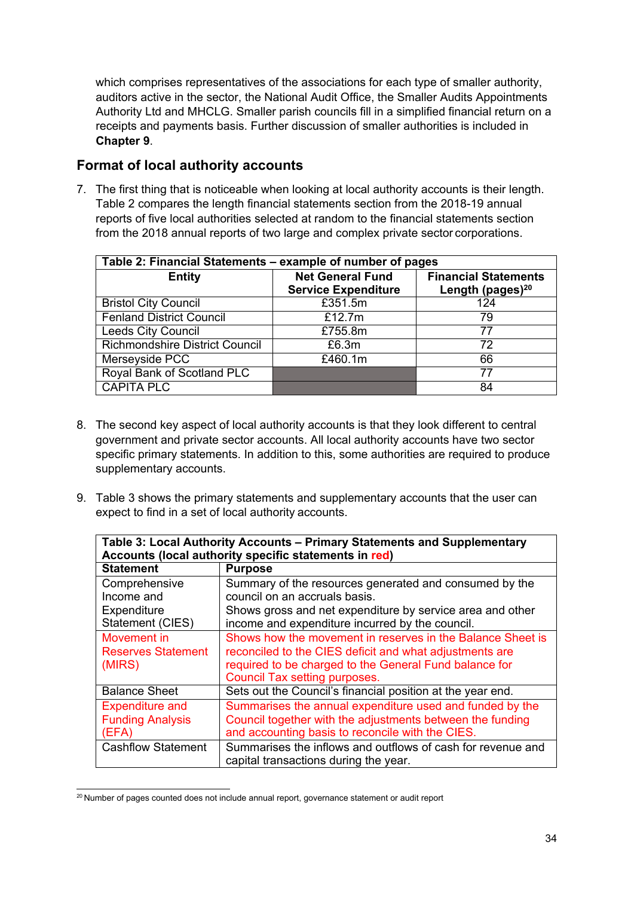which comprises representatives of the associations for each type of smaller authority, auditors active in the sector, the National Audit Office, the Smaller Audits Appointments Authority Ltd and MHCLG. Smaller parish councils fill in a simplified financial return on a receipts and payments basis. Further discussion of smaller authorities is included in **Chapter 9**.

## Format of local authority accounts

7. The first thing that is noticeable when looking at local authority accounts is their length. Table 2 compares the length financial statements section from the 2018-19 annual reports of five local authorities selected at random to the financial statements section from the 2018 annual reports of two large and complex private sector corporations.

**Table 2: Financial Statements – example of number of pages**

| Entity | Net General Fund Service Expenditure | Financial Statements Length (pages)[20] |
|---|---|---|
| Bristol City Council | £351.5m | 124 |
| Fenland District Council | £12.7m | 79 |
| Leeds City Council | £755.8m | 77 |
| Richmondshire District Council | £6.3m | 72 |
| Merseyside PCC | £460.1m | 66 |
| Royal Bank of Scotland PLC | | 77 |
| CAPITA PLC | | 84 |

8. The second key aspect of local authority accounts is that they look different to central government and private sector accounts. All local authority accounts have two sector specific primary statements. In addition to this, some authorities are required to produce supplementary accounts.

9. Table 3 shows the primary statements and supplementary accounts that the user can expect to find in a set of local authority accounts.

**Table 3: Local Authority Accounts – Primary Statements and Supplementary Accounts (local authority specific statements in red)**

| Statement | Purpose |
|---|---|
| Comprehensive Income and Expenditure Statement (CIES) | Summary of the resources generated and consumed by the council on an accruals basis. Shows gross and net expenditure by service area and other income and expenditure incurred by the council. |
| Movement in Reserves Statement (MIRS) | Shows how the movement in reserves in the Balance Sheet is reconciled to the CIES deficit and what adjustments are required to be charged to the General Fund balance for Council Tax setting purposes. |
| Balance Sheet | Sets out the Council's financial position at the year end. |
| Expenditure and Funding Analysis (EFA) | Summarises the annual expenditure used and funded by the Council together with the adjustments between the funding and accounting basis to reconcile with the CIES. |
| Cashflow Statement | Summarises the inflows and outflows of cash for revenue and capital transactions during the year. |

[20] Number of pages counted does not include annual report, governance statement or audit report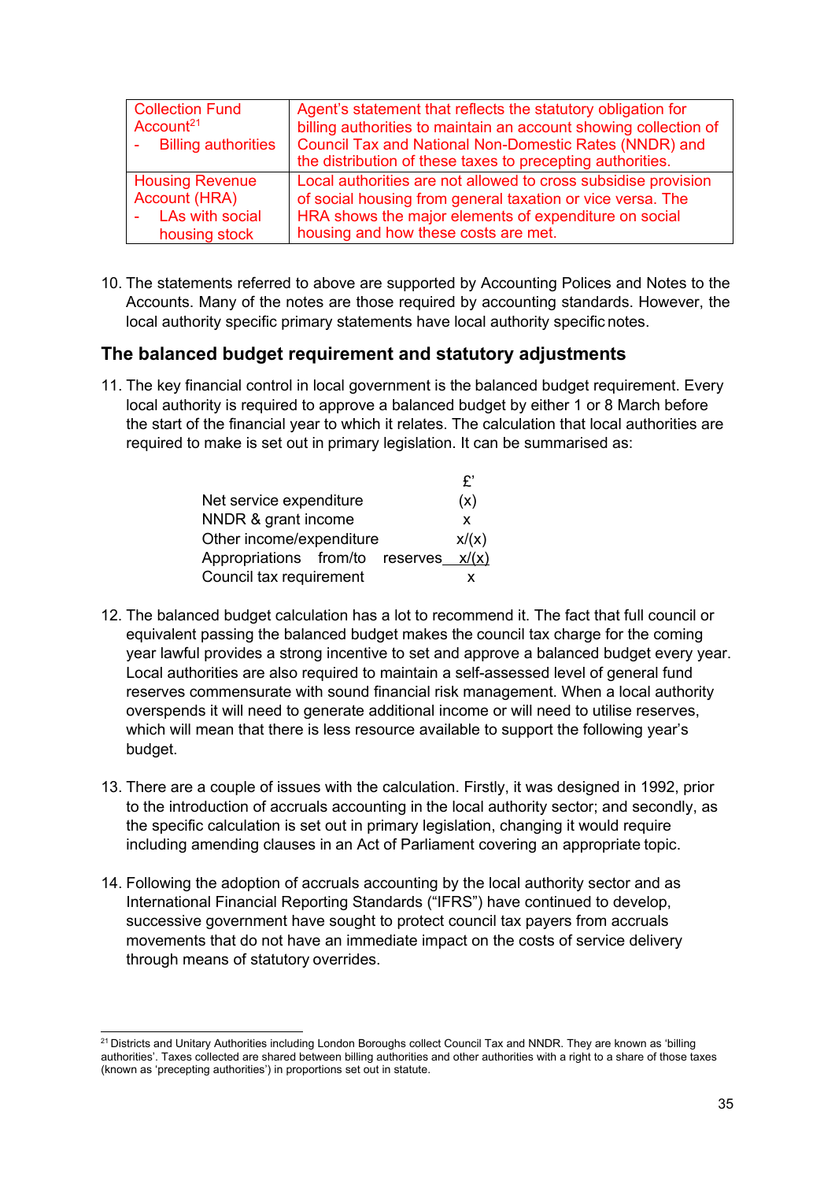| Collection Fund Account[21] <br> - Billing authorities | Agent's statement that reflects the statutory obligation for billing authorities to maintain an account showing collection of Council Tax and National Non-Domestic Rates (NNDR) and the distribution of these taxes to precepting authorities. |
|---|---|
| Housing Revenue Account (HRA) <br> - LAs with social housing stock | Local authorities are not allowed to cross subsidise provision of social housing from general taxation or vice versa. The HRA shows the major elements of expenditure on social housing and how these costs are met. |

10. The statements referred to above are supported by Accounting Polices and Notes to the Accounts. Many of the notes are those required by accounting standards. However, the local authority specific primary statements have local authority specific notes.

## The balanced budget requirement and statutory adjustments

11. The key financial control in local government is the balanced budget requirement. Every local authority is required to approve a balanced budget by either 1 or 8 March before the start of the financial year to which it relates. The calculation that local authorities are required to make is set out in primary legislation. It can be summarised as:

| | £' |
|---|---|
| Net service expenditure | (x) |
| NNDR & grant income | x |
| Other income/expenditure | x/(x) |
| Appropriations from/to reserves | x/(x) |
| Council tax requirement | x |

12. The balanced budget calculation has a lot to recommend it. The fact that full council or equivalent passing the balanced budget makes the council tax charge for the coming year lawful provides a strong incentive to set and approve a balanced budget every year. Local authorities are also required to maintain a self-assessed level of general fund reserves commensurate with sound financial risk management. When a local authority overspends it will need to generate additional income or will need to utilise reserves, which will mean that there is less resource available to support the following year's budget.

13. There are a couple of issues with the calculation. Firstly, it was designed in 1992, prior to the introduction of accruals accounting in the local authority sector; and secondly, as the specific calculation is set out in primary legislation, changing it would require including amending clauses in an Act of Parliament covering an appropriate topic.

14. Following the adoption of accruals accounting by the local authority sector and as International Financial Reporting Standards ("IFRS") have continued to develop, successive government have sought to protect council tax payers from accruals movements that do not have an immediate impact on the costs of service delivery through means of statutory overrides.

[21] Districts and Unitary Authorities including London Boroughs collect Council Tax and NNDR. They are known as 'billing authorities'. Taxes collected are shared between billing authorities and other authorities with a right to a share of those taxes (known as 'precepting authorities') in proportions set out in statute.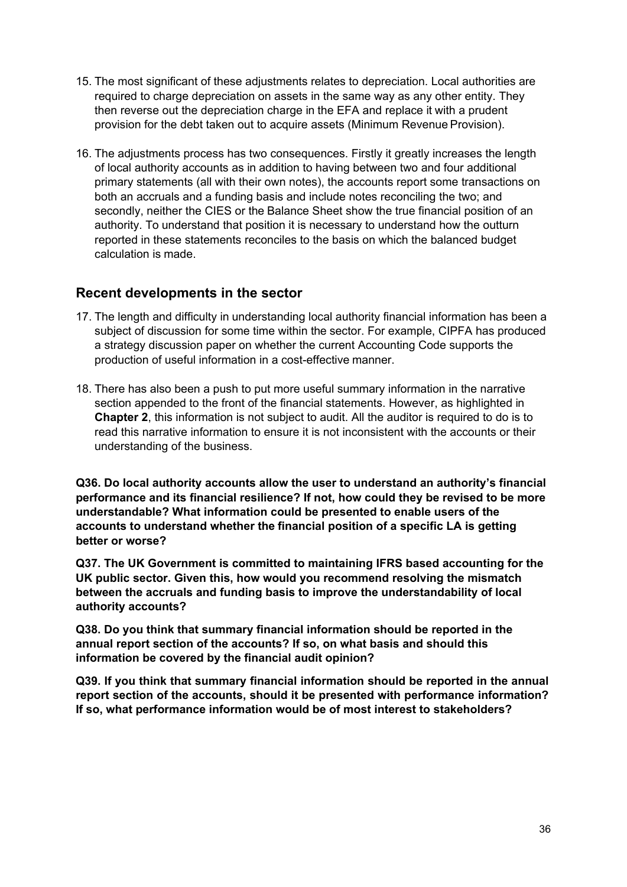15. The most significant of these adjustments relates to depreciation. Local authorities are required to charge depreciation on assets in the same way as any other entity. They then reverse out the depreciation charge in the EFA and replace it with a prudent provision for the debt taken out to acquire assets (Minimum Revenue Provision).

16. The adjustments process has two consequences. Firstly it greatly increases the length of local authority accounts as in addition to having between two and four additional primary statements (all with their own notes), the accounts report some transactions on both an accruals and a funding basis and include notes reconciling the two; and secondly, neither the CIES or the Balance Sheet show the true financial position of an authority. To understand that position it is necessary to understand how the outturn reported in these statements reconciles to the basis on which the balanced budget calculation is made.

## Recent developments in the sector

17. The length and difficulty in understanding local authority financial information has been a subject of discussion for some time within the sector. For example, CIPFA has produced a strategy discussion paper on whether the current Accounting Code supports the production of useful information in a cost-effective manner.

18. There has also been a push to put more useful summary information in the narrative section appended to the front of the financial statements. However, as highlighted in **Chapter 2**, this information is not subject to audit. All the auditor is required to do is to read this narrative information to ensure it is not inconsistent with the accounts or their understanding of the business.

**Q36. Do local authority accounts allow the user to understand an authority's financial performance and its financial resilience? If not, how could they be revised to be more understandable? What information could be presented to enable users of the accounts to understand whether the financial position of a specific LA is getting better or worse?**

**Q37. The UK Government is committed to maintaining IFRS based accounting for the UK public sector. Given this, how would you recommend resolving the mismatch between the accruals and funding basis to improve the understandability of local authority accounts?**

**Q38. Do you think that summary financial information should be reported in the annual report section of the accounts? If so, on what basis and should this information be covered by the financial audit opinion?**

**Q39. If you think that summary financial information should be reported in the annual report section of the accounts, should it be presented with performance information? If so, what performance information would be of most interest to stakeholders?**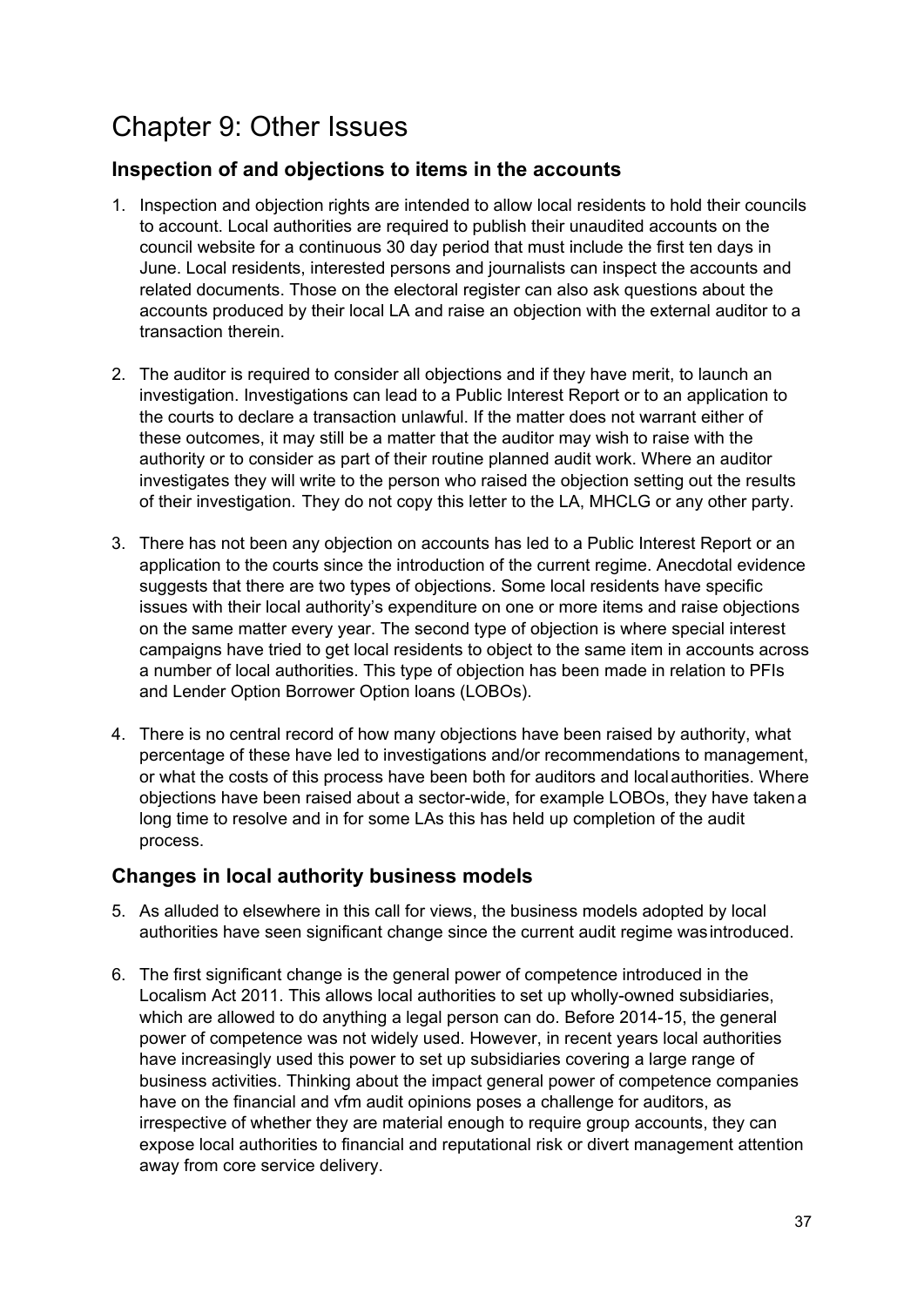# Chapter 9: Other Issues

## Inspection of and objections to items in the accounts

1. Inspection and objection rights are intended to allow local residents to hold their councils to account. Local authorities are required to publish their unaudited accounts on the council website for a continuous 30 day period that must include the first ten days in June. Local residents, interested persons and journalists can inspect the accounts and related documents. Those on the electoral register can also ask questions about the accounts produced by their local LA and raise an objection with the external auditor to a transaction therein.

2. The auditor is required to consider all objections and if they have merit, to launch an investigation. Investigations can lead to a Public Interest Report or to an application to the courts to declare a transaction unlawful. If the matter does not warrant either of these outcomes, it may still be a matter that the auditor may wish to raise with the authority or to consider as part of their routine planned audit work. Where an auditor investigates they will write to the person who raised the objection setting out the results of their investigation. They do not copy this letter to the LA, MHCLG or any other party.

3. There has not been any objection on accounts has led to a Public Interest Report or an application to the courts since the introduction of the current regime. Anecdotal evidence suggests that there are two types of objections. Some local residents have specific issues with their local authority's expenditure on one or more items and raise objections on the same matter every year. The second type of objection is where special interest campaigns have tried to get local residents to object to the same item in accounts across a number of local authorities. This type of objection has been made in relation to PFIs and Lender Option Borrower Option loans (LOBOs).

4. There is no central record of how many objections have been raised by authority, what percentage of these have led to investigations and/or recommendations to management, or what the costs of this process have been both for auditors and local authorities. Where objections have been raised about a sector-wide, for example LOBOs, they have taken a long time to resolve and in for some LAs this has held up completion of the audit process.

## Changes in local authority business models

5. As alluded to elsewhere in this call for views, the business models adopted by local authorities have seen significant change since the current audit regime was introduced.

6. The first significant change is the general power of competence introduced in the Localism Act 2011. This allows local authorities to set up wholly-owned subsidiaries, which are allowed to do anything a legal person can do. Before 2014-15, the general power of competence was not widely used. However, in recent years local authorities have increasingly used this power to set up subsidiaries covering a large range of business activities. Thinking about the impact general power of competence companies have on the financial and vfm audit opinions poses a challenge for auditors, as irrespective of whether they are material enough to require group accounts, they can expose local authorities to financial and reputational risk or divert management attention away from core service delivery.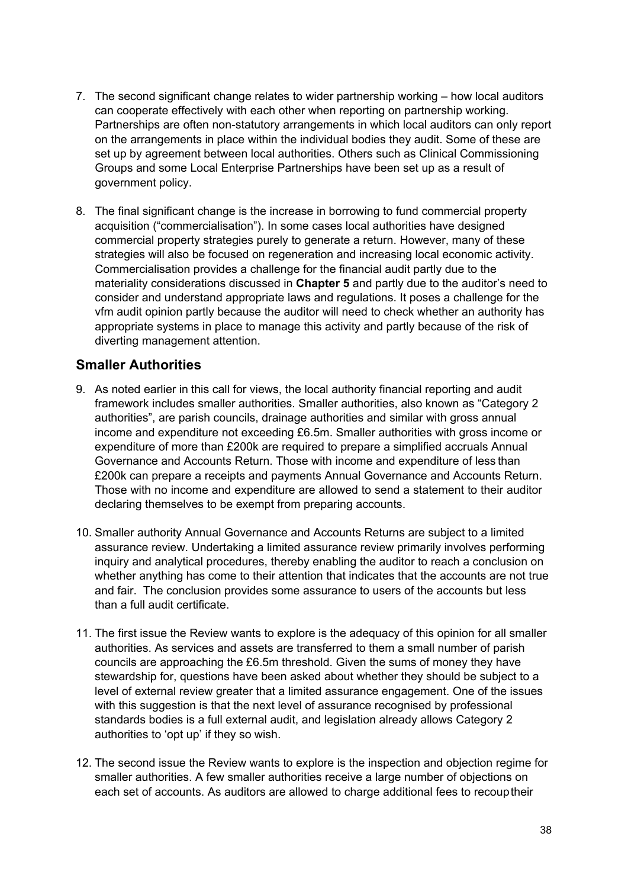7. The second significant change relates to wider partnership working – how local auditors can cooperate effectively with each other when reporting on partnership working. Partnerships are often non-statutory arrangements in which local auditors can only report on the arrangements in place within the individual bodies they audit. Some of these are set up by agreement between local authorities. Others such as Clinical Commissioning Groups and some Local Enterprise Partnerships have been set up as a result of government policy.

8. The final significant change is the increase in borrowing to fund commercial property acquisition ("commercialisation"). In some cases local authorities have designed commercial property strategies purely to generate a return. However, many of these strategies will also be focused on regeneration and increasing local economic activity. Commercialisation provides a challenge for the financial audit partly due to the materiality considerations discussed in **Chapter 5** and partly due to the auditor's need to consider and understand appropriate laws and regulations. It poses a challenge for the vfm audit opinion partly because the auditor will need to check whether an authority has appropriate systems in place to manage this activity and partly because of the risk of diverting management attention.

## Smaller Authorities

9. As noted earlier in this call for views, the local authority financial reporting and audit framework includes smaller authorities. Smaller authorities, also known as "Category 2 authorities", are parish councils, drainage authorities and similar with gross annual income and expenditure not exceeding £6.5m. Smaller authorities with gross income or expenditure of more than £200k are required to prepare a simplified accruals Annual Governance and Accounts Return. Those with income and expenditure of less than £200k can prepare a receipts and payments Annual Governance and Accounts Return. Those with no income and expenditure are allowed to send a statement to their auditor declaring themselves to be exempt from preparing accounts.

10. Smaller authority Annual Governance and Accounts Returns are subject to a limited assurance review. Undertaking a limited assurance review primarily involves performing inquiry and analytical procedures, thereby enabling the auditor to reach a conclusion on whether anything has come to their attention that indicates that the accounts are not true and fair. The conclusion provides some assurance to users of the accounts but less than a full audit certificate.

11. The first issue the Review wants to explore is the adequacy of this opinion for all smaller authorities. As services and assets are transferred to them a small number of parish councils are approaching the £6.5m threshold. Given the sums of money they have stewardship for, questions have been asked about whether they should be subject to a level of external review greater that a limited assurance engagement. One of the issues with this suggestion is that the next level of assurance recognised by professional standards bodies is a full external audit, and legislation already allows Category 2 authorities to 'opt up' if they so wish.

12. The second issue the Review wants to explore is the inspection and objection regime for smaller authorities. A few smaller authorities receive a large number of objections on each set of accounts. As auditors are allowed to charge additional fees to recoup their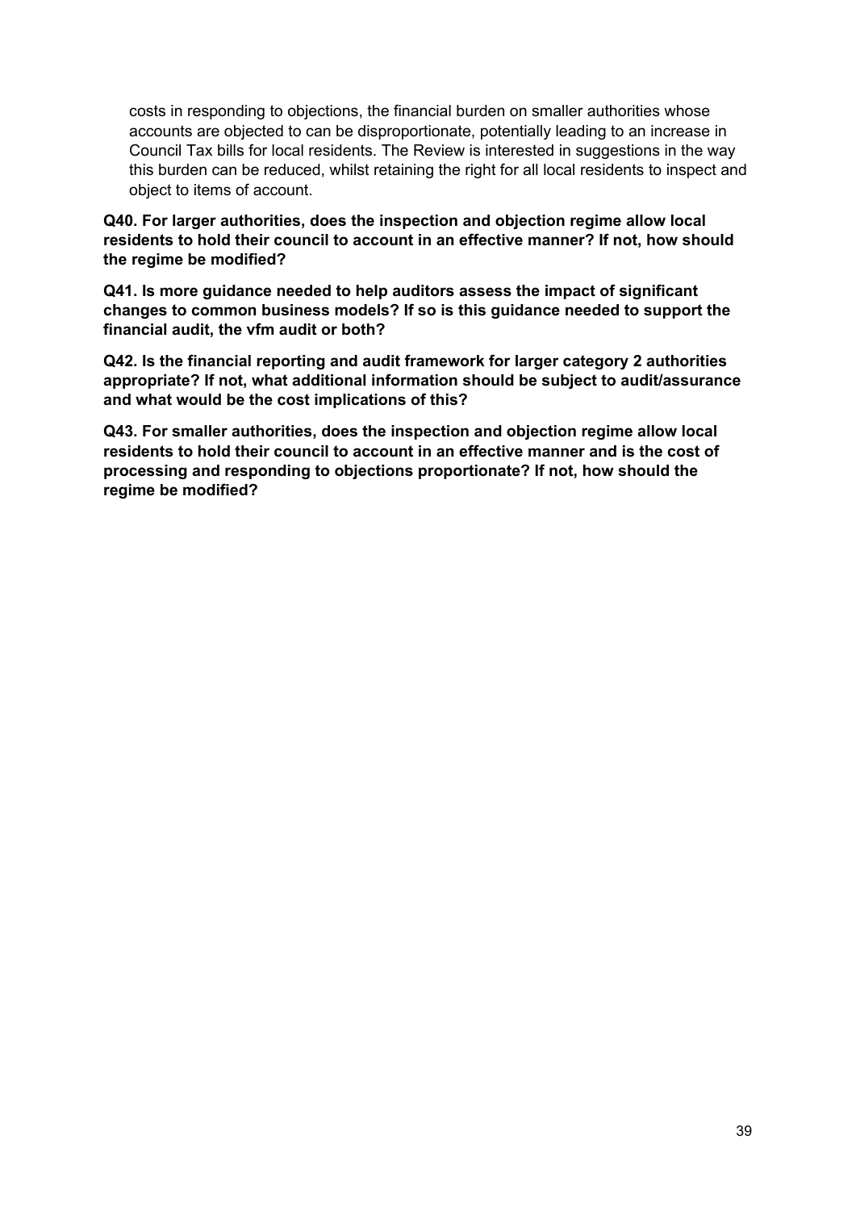costs in responding to objections, the financial burden on smaller authorities whose accounts are objected to can be disproportionate, potentially leading to an increase in Council Tax bills for local residents. The Review is interested in suggestions in the way this burden can be reduced, whilst retaining the right for all local residents to inspect and object to items of account.

**Q40. For larger authorities, does the inspection and objection regime allow local residents to hold their council to account in an effective manner? If not, how should the regime be modified?**

**Q41. Is more guidance needed to help auditors assess the impact of significant changes to common business models? If so is this guidance needed to support the financial audit, the vfm audit or both?**

**Q42. Is the financial reporting and audit framework for larger category 2 authorities appropriate? If not, what additional information should be subject to audit/assurance and what would be the cost implications of this?**

**Q43. For smaller authorities, does the inspection and objection regime allow local residents to hold their council to account in an effective manner and is the cost of processing and responding to objections proportionate? If not, how should the regime be modified?**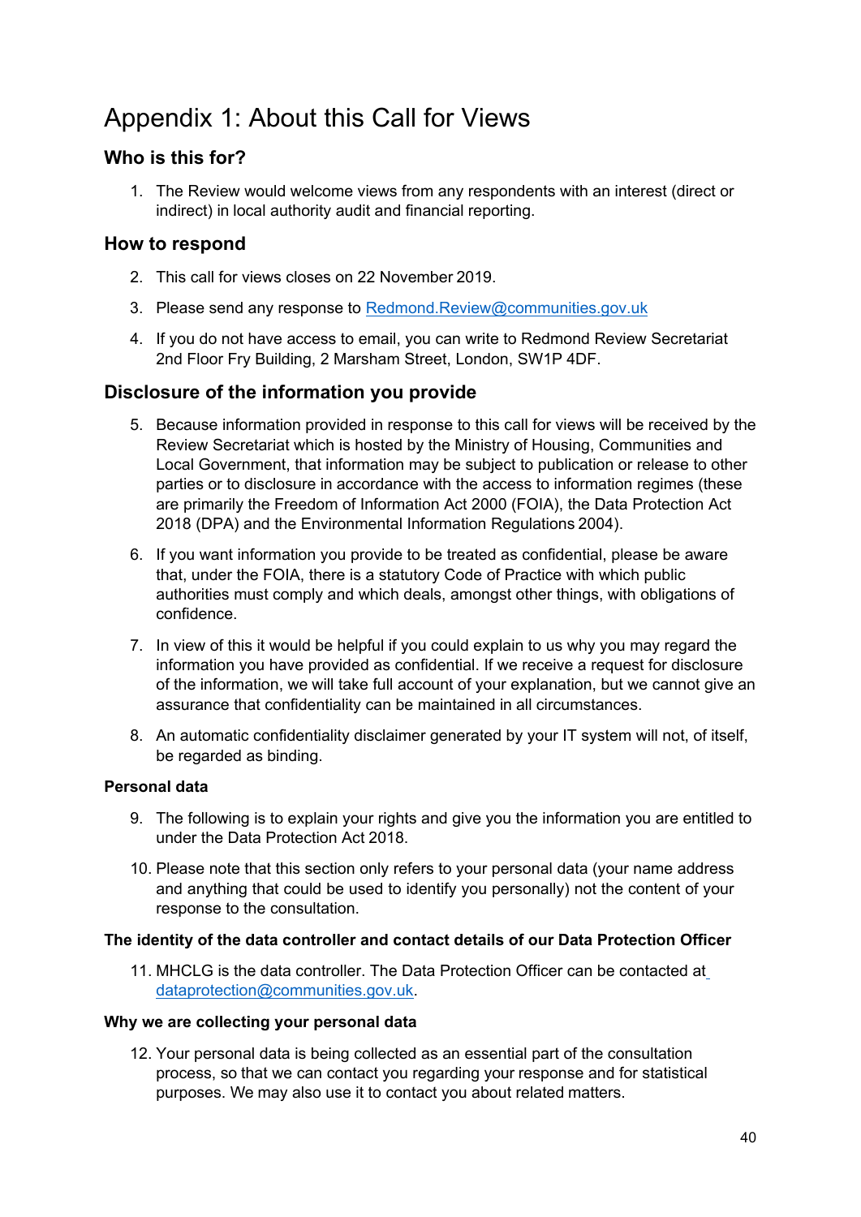# Appendix 1: About this Call for Views

## Who is this for?

1. The Review would welcome views from any respondents with an interest (direct or indirect) in local authority audit and financial reporting.

## How to respond

2. This call for views closes on 22 November 2019.
3. Please send any response to Redmond.Review@communities.gov.uk
4. If you do not have access to email, you can write to Redmond Review Secretariat 2nd Floor Fry Building, 2 Marsham Street, London, SW1P 4DF.

## Disclosure of the information you provide

5. Because information provided in response to this call for views will be received by the Review Secretariat which is hosted by the Ministry of Housing, Communities and Local Government, that information may be subject to publication or release to other parties or to disclosure in accordance with the access to information regimes (these are primarily the Freedom of Information Act 2000 (FOIA), the Data Protection Act 2018 (DPA) and the Environmental Information Regulations 2004).
6. If you want information you provide to be treated as confidential, please be aware that, under the FOIA, there is a statutory Code of Practice with which public authorities must comply and which deals, amongst other things, with obligations of confidence.
7. In view of this it would be helpful if you could explain to us why you may regard the information you have provided as confidential. If we receive a request for disclosure of the information, we will take full account of your explanation, but we cannot give an assurance that confidentiality can be maintained in all circumstances.
8. An automatic confidentiality disclaimer generated by your IT system will not, of itself, be regarded as binding.

#### Personal data

9. The following is to explain your rights and give you the information you are entitled to under the Data Protection Act 2018.
10. Please note that this section only refers to your personal data (your name address and anything that could be used to identify you personally) not the content of your response to the consultation.

#### The identity of the data controller and contact details of our Data Protection Officer

11. MHCLG is the data controller. The Data Protection Officer can be contacted at dataprotection@communities.gov.uk.

#### Why we are collecting your personal data

12. Your personal data is being collected as an essential part of the consultation process, so that we can contact you regarding your response and for statistical purposes. We may also use it to contact you about related matters.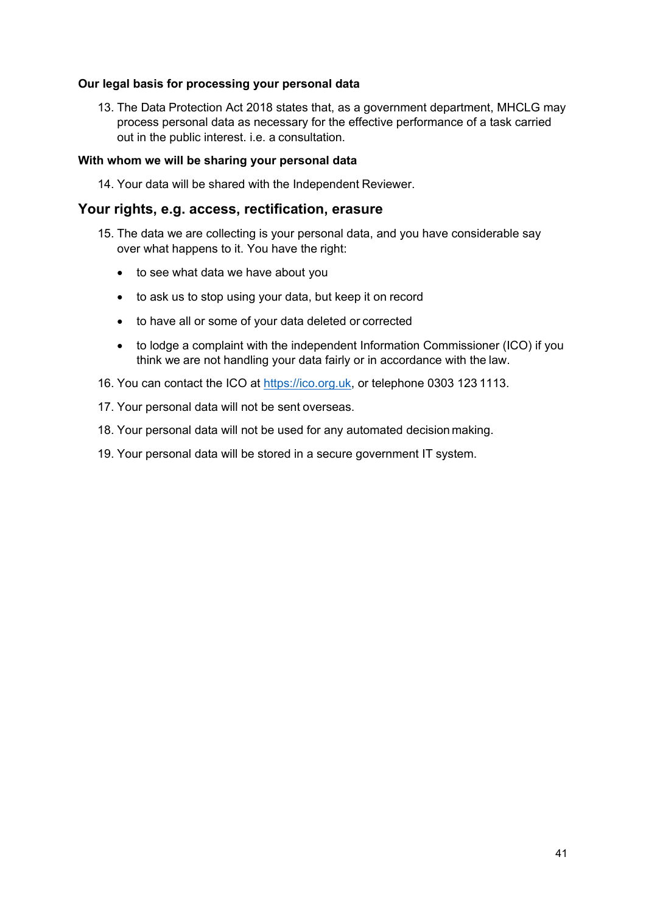**Our legal basis for processing your personal data**

13. The Data Protection Act 2018 states that, as a government department, MHCLG may process personal data as necessary for the effective performance of a task carried out in the public interest. i.e. a consultation.

**With whom we will be sharing your personal data**

14. Your data will be shared with the Independent Reviewer.

## Your rights, e.g. access, rectification, erasure

15. The data we are collecting is your personal data, and you have considerable say over what happens to it. You have the right:

    - to see what data we have about you
    - to ask us to stop using your data, but keep it on record
    - to have all or some of your data deleted or corrected
    - to lodge a complaint with the independent Information Commissioner (ICO) if you think we are not handling your data fairly or in accordance with the law.

16. You can contact the ICO at https://ico.org.uk, or telephone 0303 123 1113.

17. Your personal data will not be sent overseas.

18. Your personal data will not be used for any automated decision making.

19. Your personal data will be stored in a secure government IT system.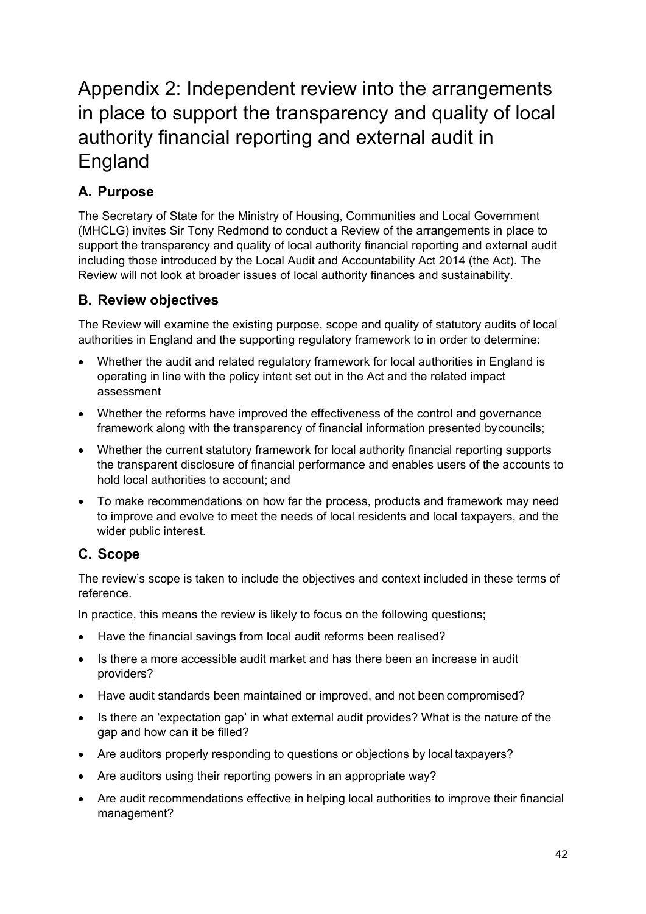# Appendix 2: Independent review into the arrangements in place to support the transparency and quality of local authority financial reporting and external audit in England

## A. Purpose

The Secretary of State for the Ministry of Housing, Communities and Local Government (MHCLG) invites Sir Tony Redmond to conduct a Review of the arrangements in place to support the transparency and quality of local authority financial reporting and external audit including those introduced by the Local Audit and Accountability Act 2014 (the Act). The Review will not look at broader issues of local authority finances and sustainability.

## B. Review objectives

The Review will examine the existing purpose, scope and quality of statutory audits of local authorities in England and the supporting regulatory framework to in order to determine:

- Whether the audit and related regulatory framework for local authorities in England is operating in line with the policy intent set out in the Act and the related impact assessment
- Whether the reforms have improved the effectiveness of the control and governance framework along with the transparency of financial information presented by councils;
- Whether the current statutory framework for local authority financial reporting supports the transparent disclosure of financial performance and enables users of the accounts to hold local authorities to account; and
- To make recommendations on how far the process, products and framework may need to improve and evolve to meet the needs of local residents and local taxpayers, and the wider public interest.

## C. Scope

The review's scope is taken to include the objectives and context included in these terms of reference.

In practice, this means the review is likely to focus on the following questions;

- Have the financial savings from local audit reforms been realised?
- Is there a more accessible audit market and has there been an increase in audit providers?
- Have audit standards been maintained or improved, and not been compromised?
- Is there an 'expectation gap' in what external audit provides? What is the nature of the gap and how can it be filled?
- Are auditors properly responding to questions or objections by local taxpayers?
- Are auditors using their reporting powers in an appropriate way?
- Are audit recommendations effective in helping local authorities to improve their financial management?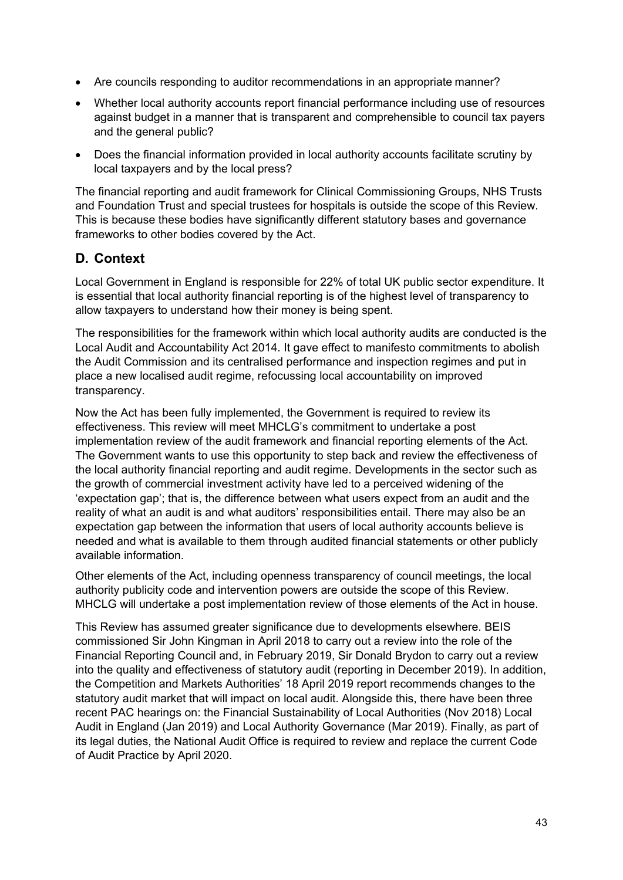- Are councils responding to auditor recommendations in an appropriate manner?
- Whether local authority accounts report financial performance including use of resources against budget in a manner that is transparent and comprehensible to council tax payers and the general public?
- Does the financial information provided in local authority accounts facilitate scrutiny by local taxpayers and by the local press?

The financial reporting and audit framework for Clinical Commissioning Groups, NHS Trusts and Foundation Trust and special trustees for hospitals is outside the scope of this Review. This is because these bodies have significantly different statutory bases and governance frameworks to other bodies covered by the Act.

## D. Context

Local Government in England is responsible for 22% of total UK public sector expenditure. It is essential that local authority financial reporting is of the highest level of transparency to allow taxpayers to understand how their money is being spent.

The responsibilities for the framework within which local authority audits are conducted is the Local Audit and Accountability Act 2014. It gave effect to manifesto commitments to abolish the Audit Commission and its centralised performance and inspection regimes and put in place a new localised audit regime, refocussing local accountability on improved transparency.

Now the Act has been fully implemented, the Government is required to review its effectiveness. This review will meet MHCLG's commitment to undertake a post implementation review of the audit framework and financial reporting elements of the Act. The Government wants to use this opportunity to step back and review the effectiveness of the local authority financial reporting and audit regime. Developments in the sector such as the growth of commercial investment activity have led to a perceived widening of the 'expectation gap'; that is, the difference between what users expect from an audit and the reality of what an audit is and what auditors' responsibilities entail. There may also be an expectation gap between the information that users of local authority accounts believe is needed and what is available to them through audited financial statements or other publicly available information.

Other elements of the Act, including openness transparency of council meetings, the local authority publicity code and intervention powers are outside the scope of this Review. MHCLG will undertake a post implementation review of those elements of the Act in house.

This Review has assumed greater significance due to developments elsewhere. BEIS commissioned Sir John Kingman in April 2018 to carry out a review into the role of the Financial Reporting Council and, in February 2019, Sir Donald Brydon to carry out a review into the quality and effectiveness of statutory audit (reporting in December 2019). In addition, the Competition and Markets Authorities' 18 April 2019 report recommends changes to the statutory audit market that will impact on local audit. Alongside this, there have been three recent PAC hearings on: the Financial Sustainability of Local Authorities (Nov 2018) Local Audit in England (Jan 2019) and Local Authority Governance (Mar 2019). Finally, as part of its legal duties, the National Audit Office is required to review and replace the current Code of Audit Practice by April 2020.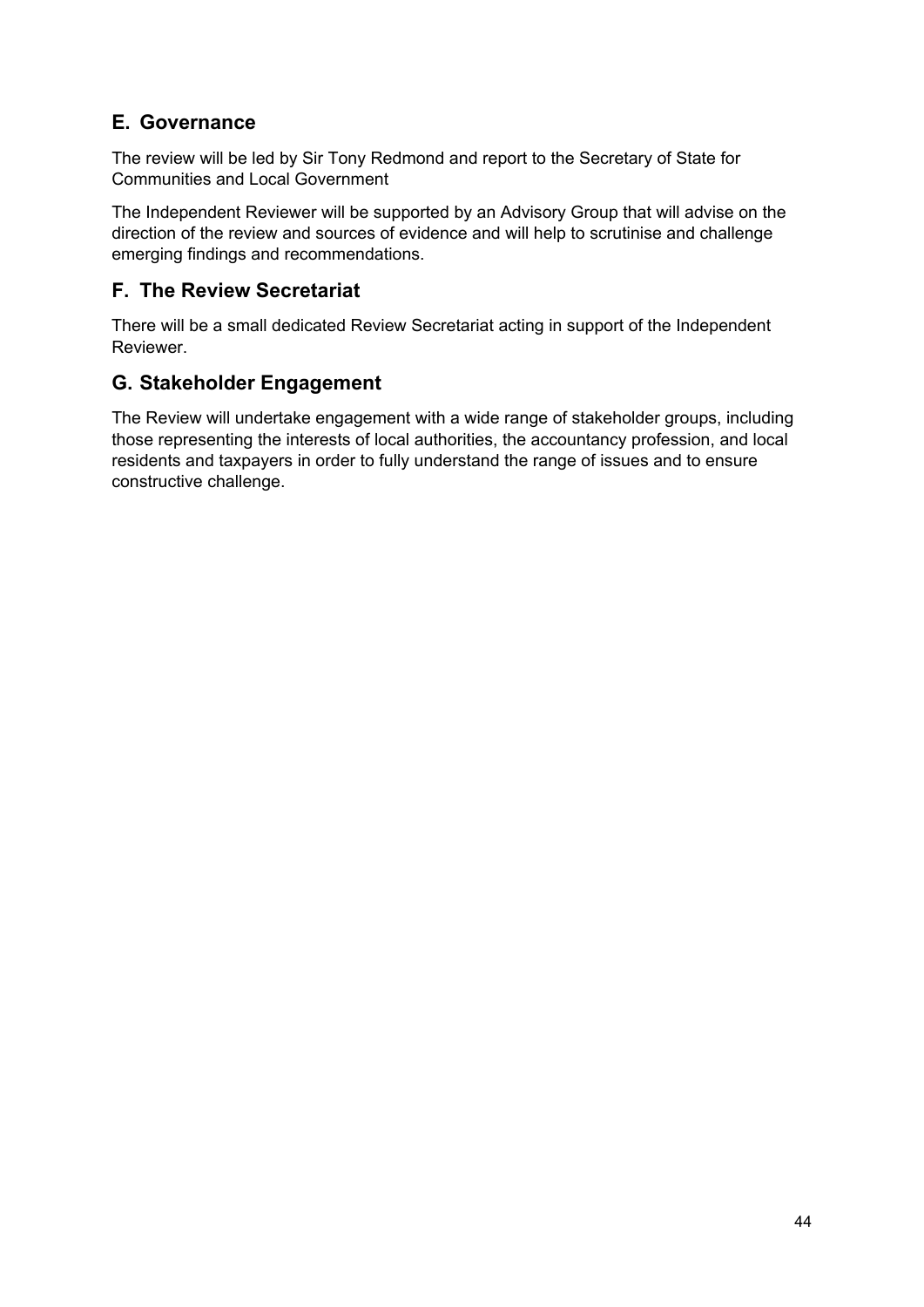## E. Governance

The review will be led by Sir Tony Redmond and report to the Secretary of State for Communities and Local Government

The Independent Reviewer will be supported by an Advisory Group that will advise on the direction of the review and sources of evidence and will help to scrutinise and challenge emerging findings and recommendations.

## F. The Review Secretariat

There will be a small dedicated Review Secretariat acting in support of the Independent Reviewer.

## G. Stakeholder Engagement

The Review will undertake engagement with a wide range of stakeholder groups, including those representing the interests of local authorities, the accountancy profession, and local residents and taxpayers in order to fully understand the range of issues and to ensure constructive challenge.